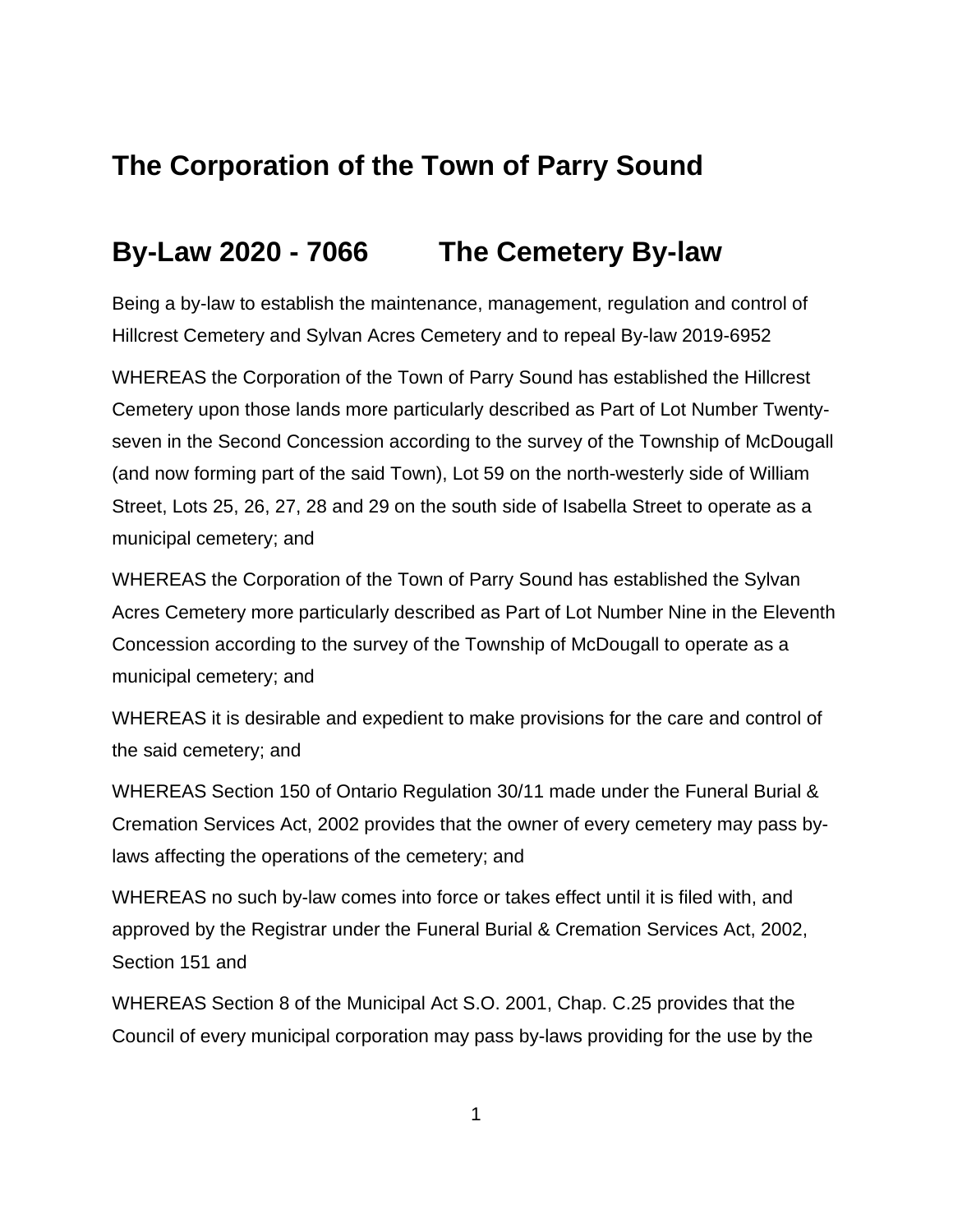# The Corporation of the Town of Parry Sound

## By-Law 2020 - 7066 The Cemetery By-law

Being a by-law to establish the maintenance, management, regulation and control of Hillcrest Cemetery and Sylvan Acres Cemetery and to repeal By-law 2019-6952

WHEREAS the Corporation of the Town of Parry Sound has established the Hillcrest Cemetery upon those lands more particularly described as Part of Lot Number Twenty-seven in the Second Concession according to the survey of the Township of McDougall (and now forming part of the said Town), Lot 59 on the north-westerly side of William Street, Lots 25, 26, 27, 28 and 29 on the south side of Isabella Street to operate as a municipal cemetery; and

WHEREAS the Corporation of the Town of Parry Sound has established the Sylvan Acres Cemetery more particularly described as Part of Lot Number Nine in the Eleventh Concession according to the survey of the Township of McDougall to operate as a municipal cemetery; and

WHEREAS it is desirable and expedient to make provisions for the care and control of the said cemetery; and

WHEREAS Section 150 of Ontario Regulation 30/11 made under the Funeral Burial & Cremation Services Act, 2002 provides that the owner of every cemetery may pass by-laws affecting the operations of the cemetery; and

WHEREAS no such by-law comes into force or takes effect until it is filed with, and approved by the Registrar under the Funeral Burial & Cremation Services Act, 2002, Section 151 and

WHEREAS Section 8 of the Municipal Act S.O. 2001, Chap. C.25 provides that the Council of every municipal corporation may pass by-laws providing for the use by the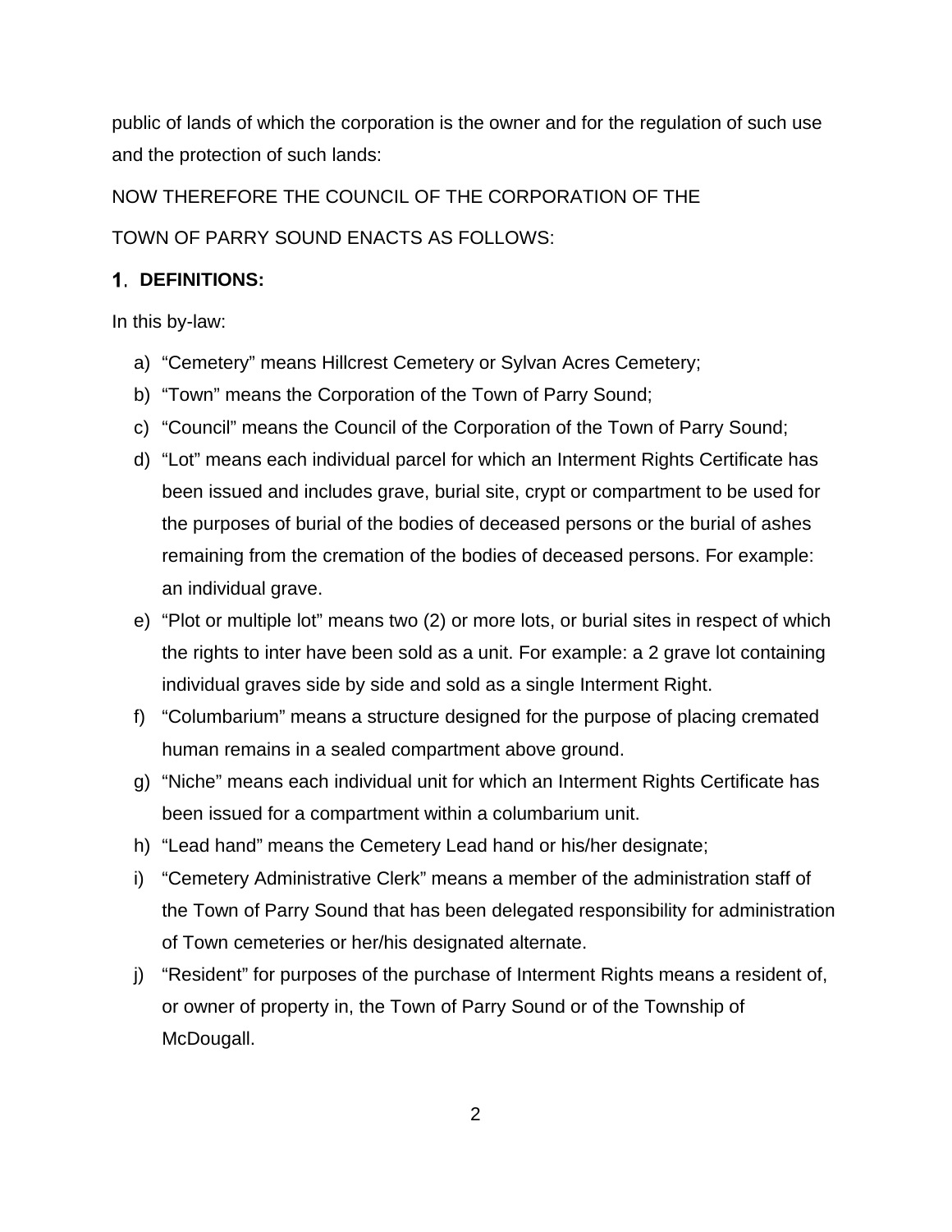public of lands of which the corporation is the owner and for the regulation of such use and the protection of such lands:

NOW THEREFORE THE COUNCIL OF THE CORPORATION OF THE

TOWN OF PARRY SOUND ENACTS AS FOLLOWS:

## 1. DEFINITIONS:

In this by-law:

a) "Cemetery" means Hillcrest Cemetery or Sylvan Acres Cemetery;
b) "Town" means the Corporation of the Town of Parry Sound;
c) "Council" means the Council of the Corporation of the Town of Parry Sound;
d) "Lot" means each individual parcel for which an Interment Rights Certificate has been issued and includes grave, burial site, crypt or compartment to be used for the purposes of burial of the bodies of deceased persons or the burial of ashes remaining from the cremation of the bodies of deceased persons. For example: an individual grave.
e) "Plot or multiple lot" means two (2) or more lots, or burial sites in respect of which the rights to inter have been sold as a unit. For example: a 2 grave lot containing individual graves side by side and sold as a single Interment Right.
f) "Columbarium" means a structure designed for the purpose of placing cremated human remains in a sealed compartment above ground.
g) "Niche" means each individual unit for which an Interment Rights Certificate has been issued for a compartment within a columbarium unit.
h) "Lead hand" means the Cemetery Lead hand or his/her designate;
i) "Cemetery Administrative Clerk" means a member of the administration staff of the Town of Parry Sound that has been delegated responsibility for administration of Town cemeteries or her/his designated alternate.
j) "Resident" for purposes of the purchase of Interment Rights means a resident of, or owner of property in, the Town of Parry Sound or of the Township of McDougall.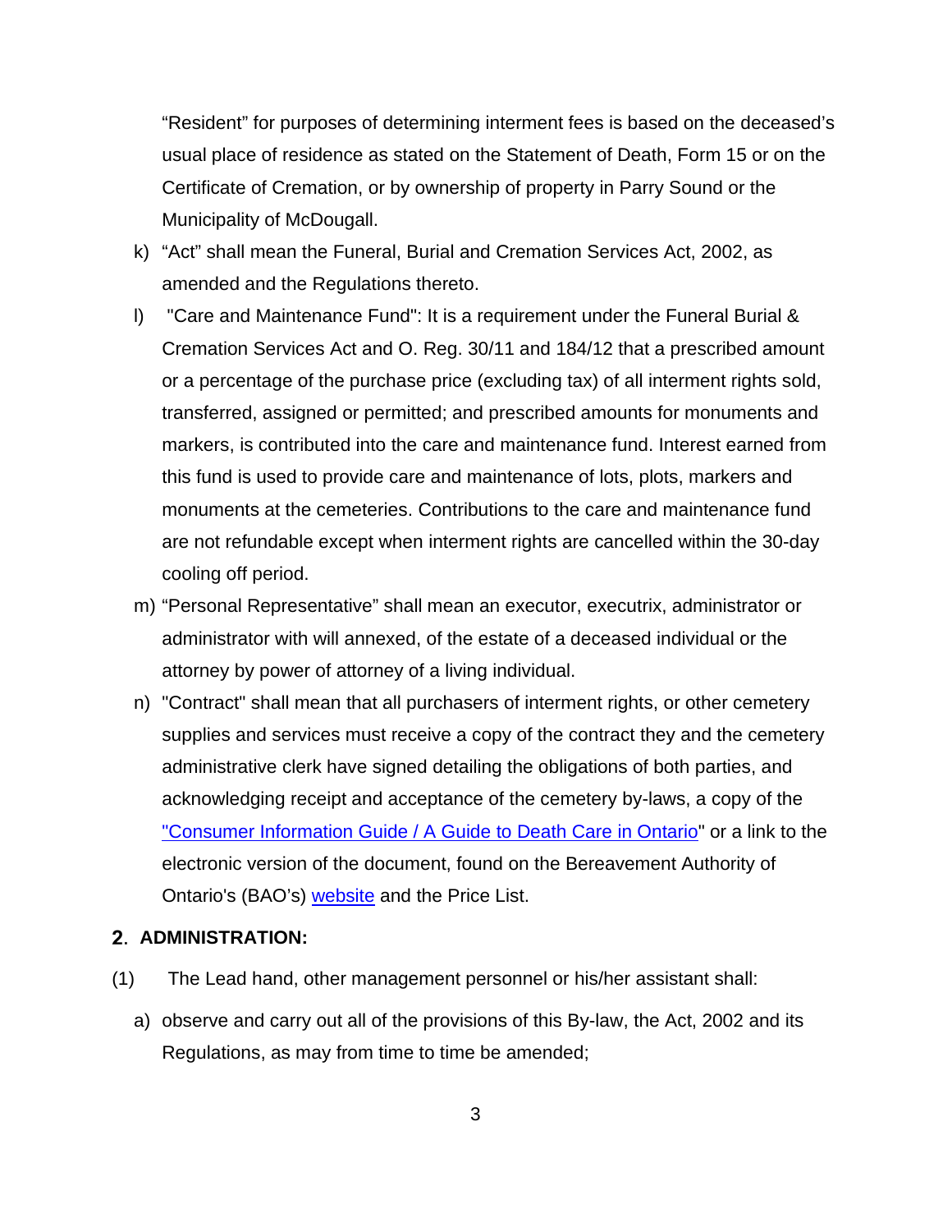"Resident" for purposes of determining interment fees is based on the deceased's usual place of residence as stated on the Statement of Death, Form 15 or on the Certificate of Cremation, or by ownership of property in Parry Sound or the Municipality of McDougall.

k) "Act" shall mean the Funeral, Burial and Cremation Services Act, 2002, as amended and the Regulations thereto.

l) "Care and Maintenance Fund": It is a requirement under the Funeral Burial & Cremation Services Act and O. Reg. 30/11 and 184/12 that a prescribed amount or a percentage of the purchase price (excluding tax) of all interment rights sold, transferred, assigned or permitted; and prescribed amounts for monuments and markers, is contributed into the care and maintenance fund. Interest earned from this fund is used to provide care and maintenance of lots, plots, markers and monuments at the cemeteries. Contributions to the care and maintenance fund are not refundable except when interment rights are cancelled within the 30-day cooling off period.

m) "Personal Representative" shall mean an executor, executrix, administrator or administrator with will annexed, of the estate of a deceased individual or the attorney by power of attorney of a living individual.

n) "Contract" shall mean that all purchasers of interment rights, or other cemetery supplies and services must receive a copy of the contract they and the cemetery administrative clerk have signed detailing the obligations of both parties, and acknowledging receipt and acceptance of the cemetery by-laws, a copy of the "Consumer Information Guide / A Guide to Death Care in Ontario" or a link to the electronic version of the document, found on the Bereavement Authority of Ontario's (BAO's) website and the Price List.

## 2. ADMINISTRATION:

(1) The Lead hand, other management personnel or his/her assistant shall:

a) observe and carry out all of the provisions of this By-law, the Act, 2002 and its Regulations, as may from time to time be amended;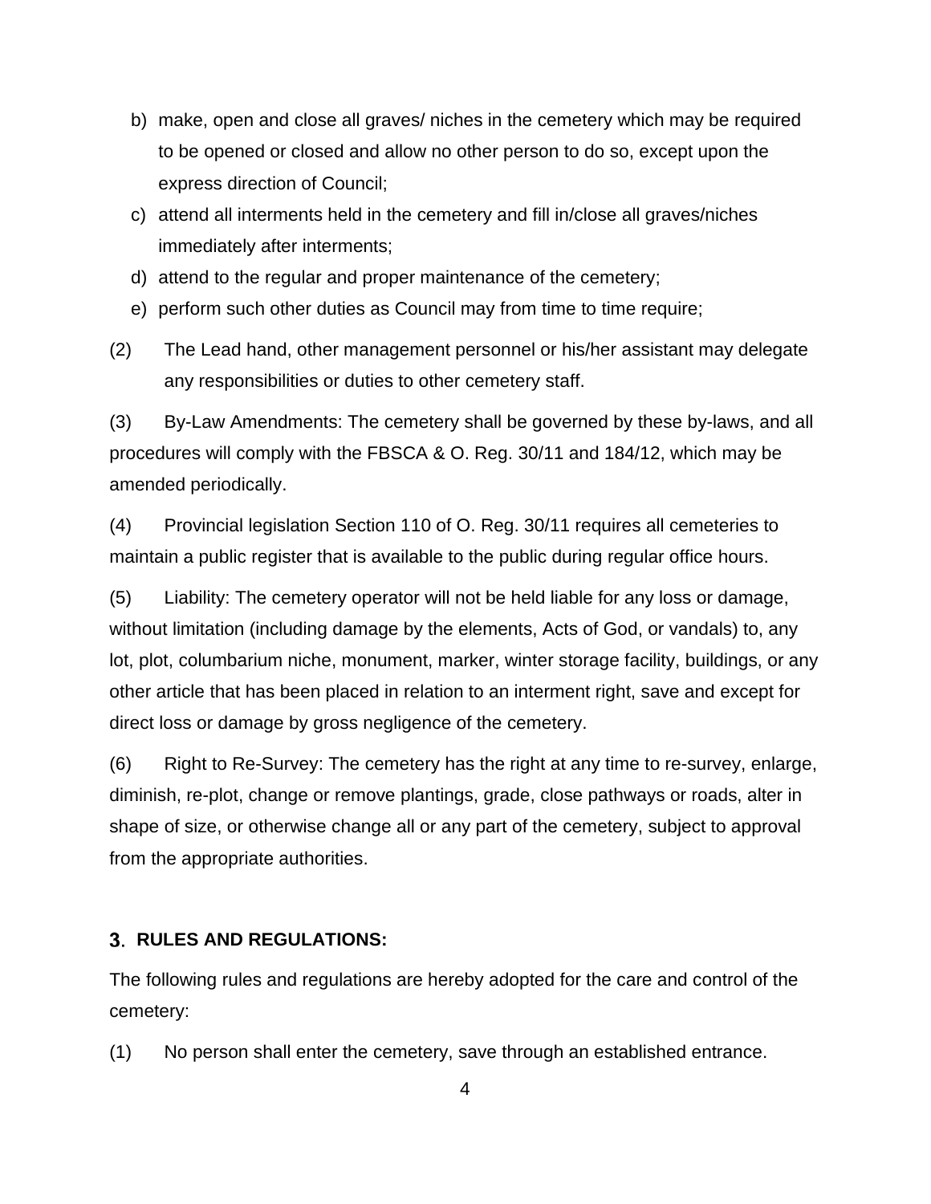b) make, open and close all graves/ niches in the cemetery which may be required to be opened or closed and allow no other person to do so, except upon the express direction of Council;
c) attend all interments held in the cemetery and fill in/close all graves/niches immediately after interments;
d) attend to the regular and proper maintenance of the cemetery;
e) perform such other duties as Council may from time to time require;

(2) The Lead hand, other management personnel or his/her assistant may delegate any responsibilities or duties to other cemetery staff.

(3) By-Law Amendments: The cemetery shall be governed by these by-laws, and all procedures will comply with the FBSCA & O. Reg. 30/11 and 184/12, which may be amended periodically.

(4) Provincial legislation Section 110 of O. Reg. 30/11 requires all cemeteries to maintain a public register that is available to the public during regular office hours.

(5) Liability: The cemetery operator will not be held liable for any loss or damage, without limitation (including damage by the elements, Acts of God, or vandals) to, any lot, plot, columbarium niche, monument, marker, winter storage facility, buildings, or any other article that has been placed in relation to an interment right, save and except for direct loss or damage by gross negligence of the cemetery.

(6) Right to Re-Survey: The cemetery has the right at any time to re-survey, enlarge, diminish, re-plot, change or remove plantings, grade, close pathways or roads, alter in shape of size, or otherwise change all or any part of the cemetery, subject to approval from the appropriate authorities.

## 3. RULES AND REGULATIONS:

The following rules and regulations are hereby adopted for the care and control of the cemetery:

(1) No person shall enter the cemetery, save through an established entrance.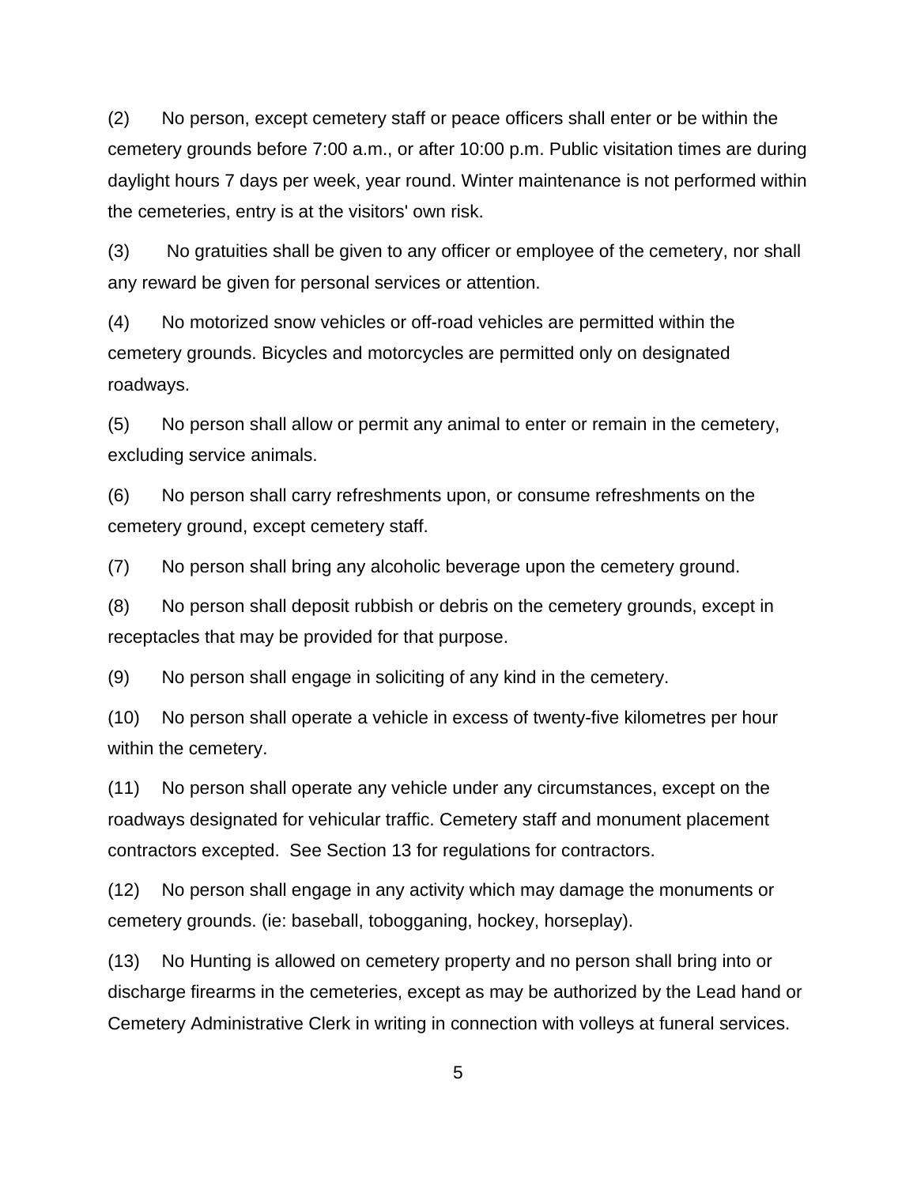(2) No person, except cemetery staff or peace officers shall enter or be within the cemetery grounds before 7:00 a.m., or after 10:00 p.m. Public visitation times are during daylight hours 7 days per week, year round. Winter maintenance is not performed within the cemeteries, entry is at the visitors' own risk.

(3) No gratuities shall be given to any officer or employee of the cemetery, nor shall any reward be given for personal services or attention.

(4) No motorized snow vehicles or off-road vehicles are permitted within the cemetery grounds. Bicycles and motorcycles are permitted only on designated roadways.

(5) No person shall allow or permit any animal to enter or remain in the cemetery, excluding service animals.

(6) No person shall carry refreshments upon, or consume refreshments on the cemetery ground, except cemetery staff.

(7) No person shall bring any alcoholic beverage upon the cemetery ground.

(8) No person shall deposit rubbish or debris on the cemetery grounds, except in receptacles that may be provided for that purpose.

(9) No person shall engage in soliciting of any kind in the cemetery.

(10) No person shall operate a vehicle in excess of twenty-five kilometres per hour within the cemetery.

(11) No person shall operate any vehicle under any circumstances, except on the roadways designated for vehicular traffic. Cemetery staff and monument placement contractors excepted. See Section 13 for regulations for contractors.

(12) No person shall engage in any activity which may damage the monuments or cemetery grounds. (ie: baseball, tobogganing, hockey, horseplay).

(13) No Hunting is allowed on cemetery property and no person shall bring into or discharge firearms in the cemeteries, except as may be authorized by the Lead hand or Cemetery Administrative Clerk in writing in connection with volleys at funeral services.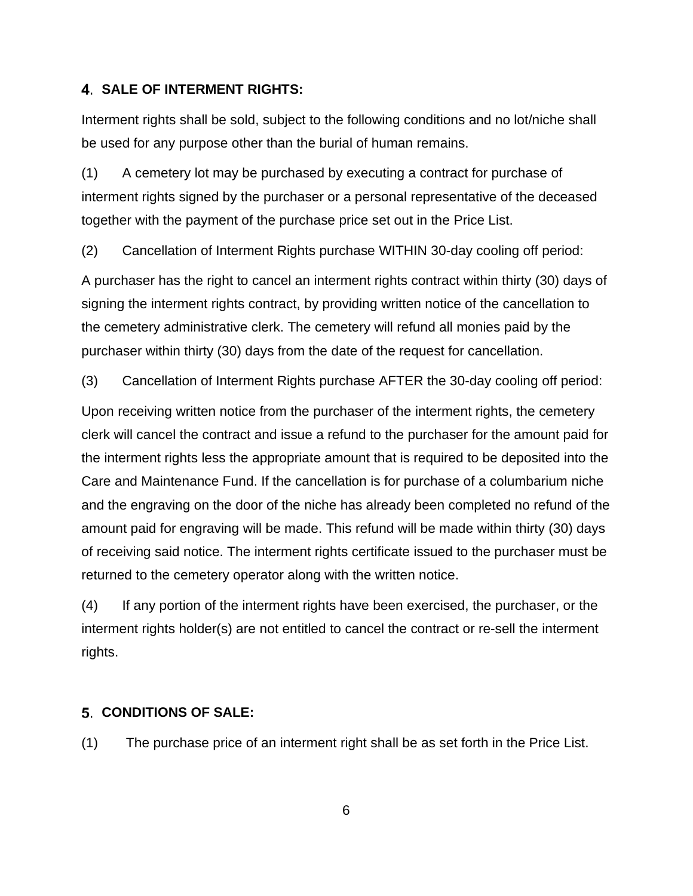## 4. SALE OF INTERMENT RIGHTS:

Interment rights shall be sold, subject to the following conditions and no lot/niche shall be used for any purpose other than the burial of human remains.

(1) A cemetery lot may be purchased by executing a contract for purchase of interment rights signed by the purchaser or a personal representative of the deceased together with the payment of the purchase price set out in the Price List.

(2) Cancellation of Interment Rights purchase WITHIN 30-day cooling off period:

A purchaser has the right to cancel an interment rights contract within thirty (30) days of signing the interment rights contract, by providing written notice of the cancellation to the cemetery administrative clerk. The cemetery will refund all monies paid by the purchaser within thirty (30) days from the date of the request for cancellation.

(3) Cancellation of Interment Rights purchase AFTER the 30-day cooling off period:

Upon receiving written notice from the purchaser of the interment rights, the cemetery clerk will cancel the contract and issue a refund to the purchaser for the amount paid for the interment rights less the appropriate amount that is required to be deposited into the Care and Maintenance Fund. If the cancellation is for purchase of a columbarium niche and the engraving on the door of the niche has already been completed no refund of the amount paid for engraving will be made. This refund will be made within thirty (30) days of receiving said notice. The interment rights certificate issued to the purchaser must be returned to the cemetery operator along with the written notice.

(4) If any portion of the interment rights have been exercised, the purchaser, or the interment rights holder(s) are not entitled to cancel the contract or re-sell the interment rights.

## 5. CONDITIONS OF SALE:

(1) The purchase price of an interment right shall be as set forth in the Price List.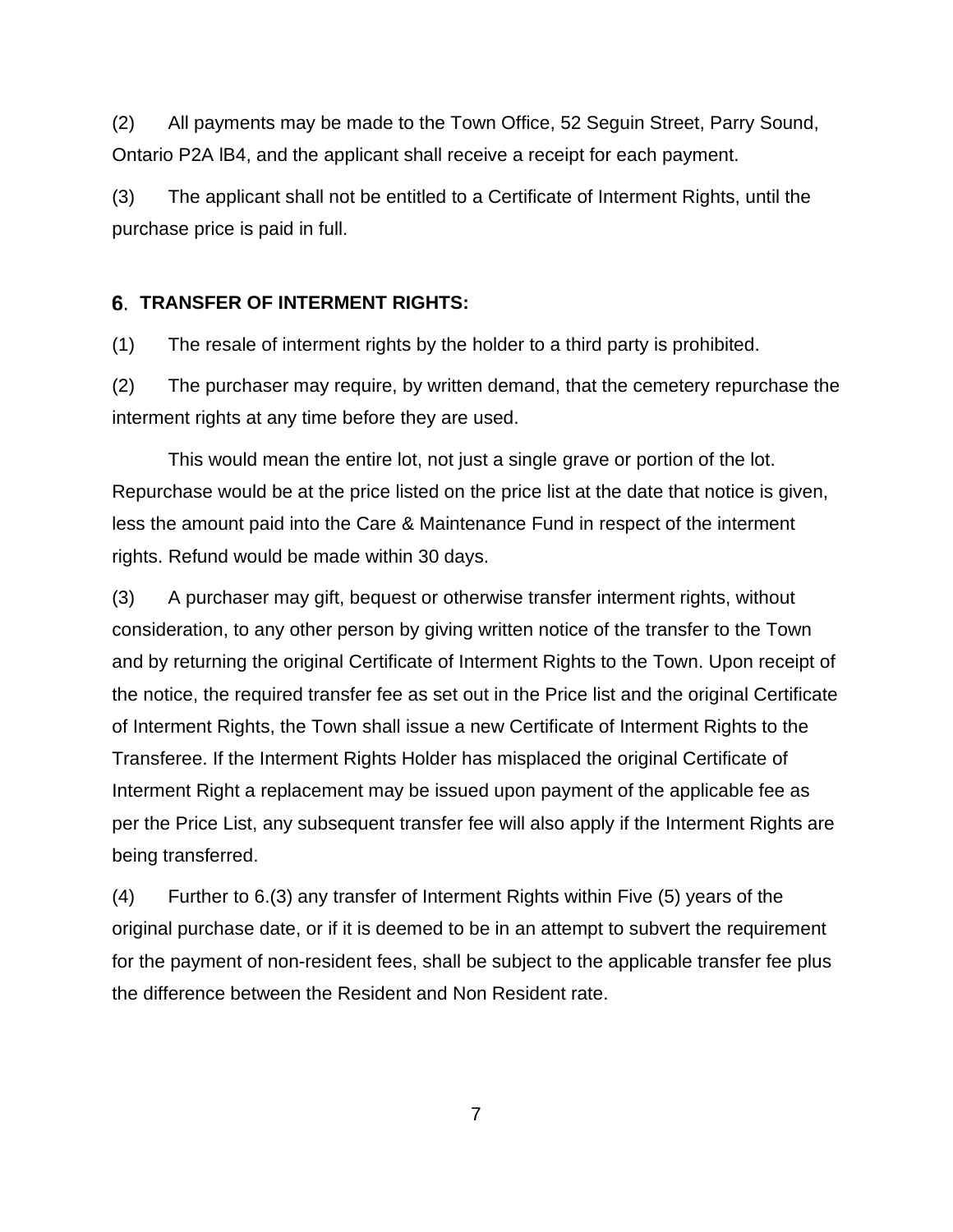(2) All payments may be made to the Town Office, 52 Seguin Street, Parry Sound, Ontario P2A lB4, and the applicant shall receive a receipt for each payment.

(3) The applicant shall not be entitled to a Certificate of Interment Rights, until the purchase price is paid in full.

## 6. TRANSFER OF INTERMENT RIGHTS:

(1) The resale of interment rights by the holder to a third party is prohibited.

(2) The purchaser may require, by written demand, that the cemetery repurchase the interment rights at any time before they are used.

This would mean the entire lot, not just a single grave or portion of the lot. Repurchase would be at the price listed on the price list at the date that notice is given, less the amount paid into the Care & Maintenance Fund in respect of the interment rights. Refund would be made within 30 days.

(3) A purchaser may gift, bequest or otherwise transfer interment rights, without consideration, to any other person by giving written notice of the transfer to the Town and by returning the original Certificate of Interment Rights to the Town. Upon receipt of the notice, the required transfer fee as set out in the Price list and the original Certificate of Interment Rights, the Town shall issue a new Certificate of Interment Rights to the Transferee. If the Interment Rights Holder has misplaced the original Certificate of Interment Right a replacement may be issued upon payment of the applicable fee as per the Price List, any subsequent transfer fee will also apply if the Interment Rights are being transferred.

(4) Further to 6.(3) any transfer of Interment Rights within Five (5) years of the original purchase date, or if it is deemed to be in an attempt to subvert the requirement for the payment of non-resident fees, shall be subject to the applicable transfer fee plus the difference between the Resident and Non Resident rate.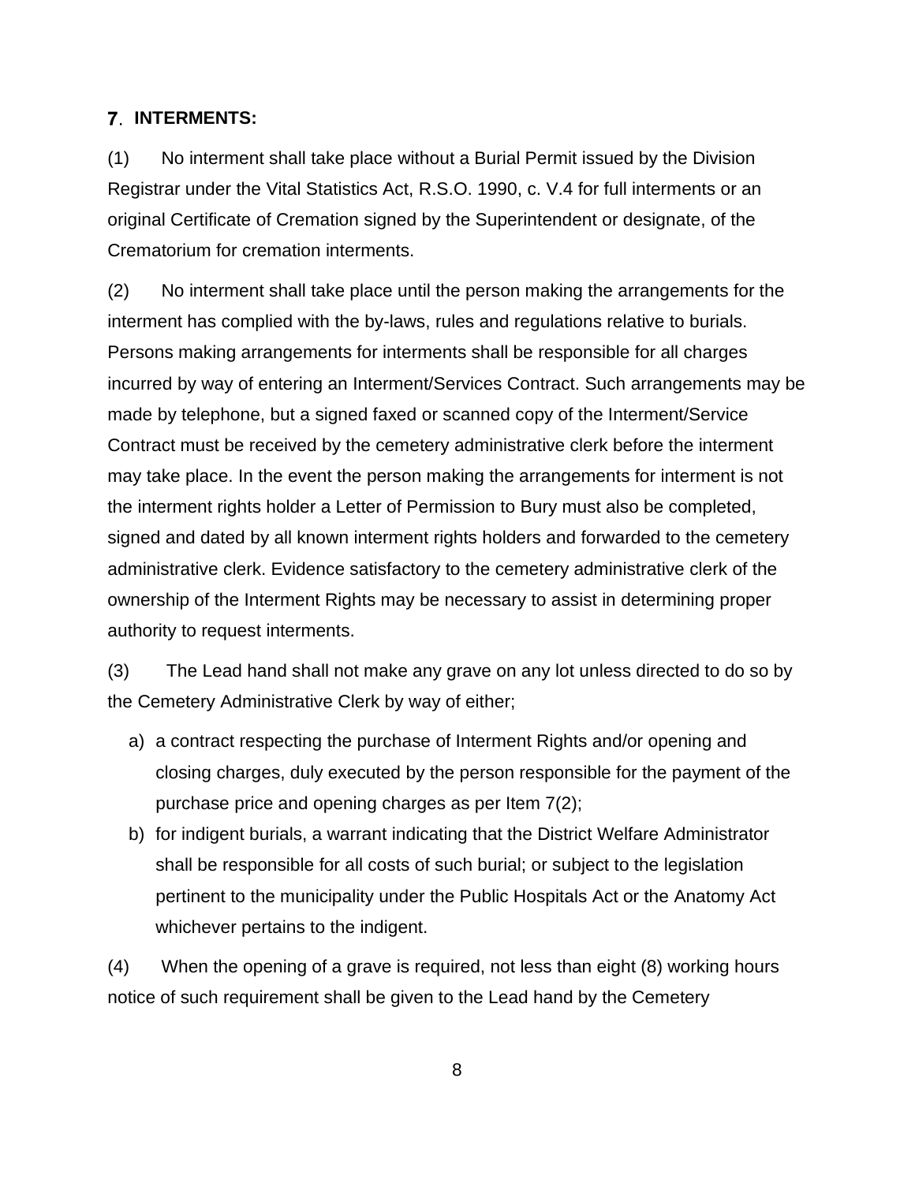## 7. INTERMENTS:

(1) No interment shall take place without a Burial Permit issued by the Division Registrar under the Vital Statistics Act, R.S.O. 1990, c. V.4 for full interments or an original Certificate of Cremation signed by the Superintendent or designate, of the Crematorium for cremation interments.

(2) No interment shall take place until the person making the arrangements for the interment has complied with the by-laws, rules and regulations relative to burials. Persons making arrangements for interments shall be responsible for all charges incurred by way of entering an Interment/Services Contract. Such arrangements may be made by telephone, but a signed faxed or scanned copy of the Interment/Service Contract must be received by the cemetery administrative clerk before the interment may take place. In the event the person making the arrangements for interment is not the interment rights holder a Letter of Permission to Bury must also be completed, signed and dated by all known interment rights holders and forwarded to the cemetery administrative clerk. Evidence satisfactory to the cemetery administrative clerk of the ownership of the Interment Rights may be necessary to assist in determining proper authority to request interments.

(3) The Lead hand shall not make any grave on any lot unless directed to do so by the Cemetery Administrative Clerk by way of either;

a) a contract respecting the purchase of Interment Rights and/or opening and closing charges, duly executed by the person responsible for the payment of the purchase price and opening charges as per Item 7(2);
b) for indigent burials, a warrant indicating that the District Welfare Administrator shall be responsible for all costs of such burial; or subject to the legislation pertinent to the municipality under the Public Hospitals Act or the Anatomy Act whichever pertains to the indigent.

(4) When the opening of a grave is required, not less than eight (8) working hours notice of such requirement shall be given to the Lead hand by the Cemetery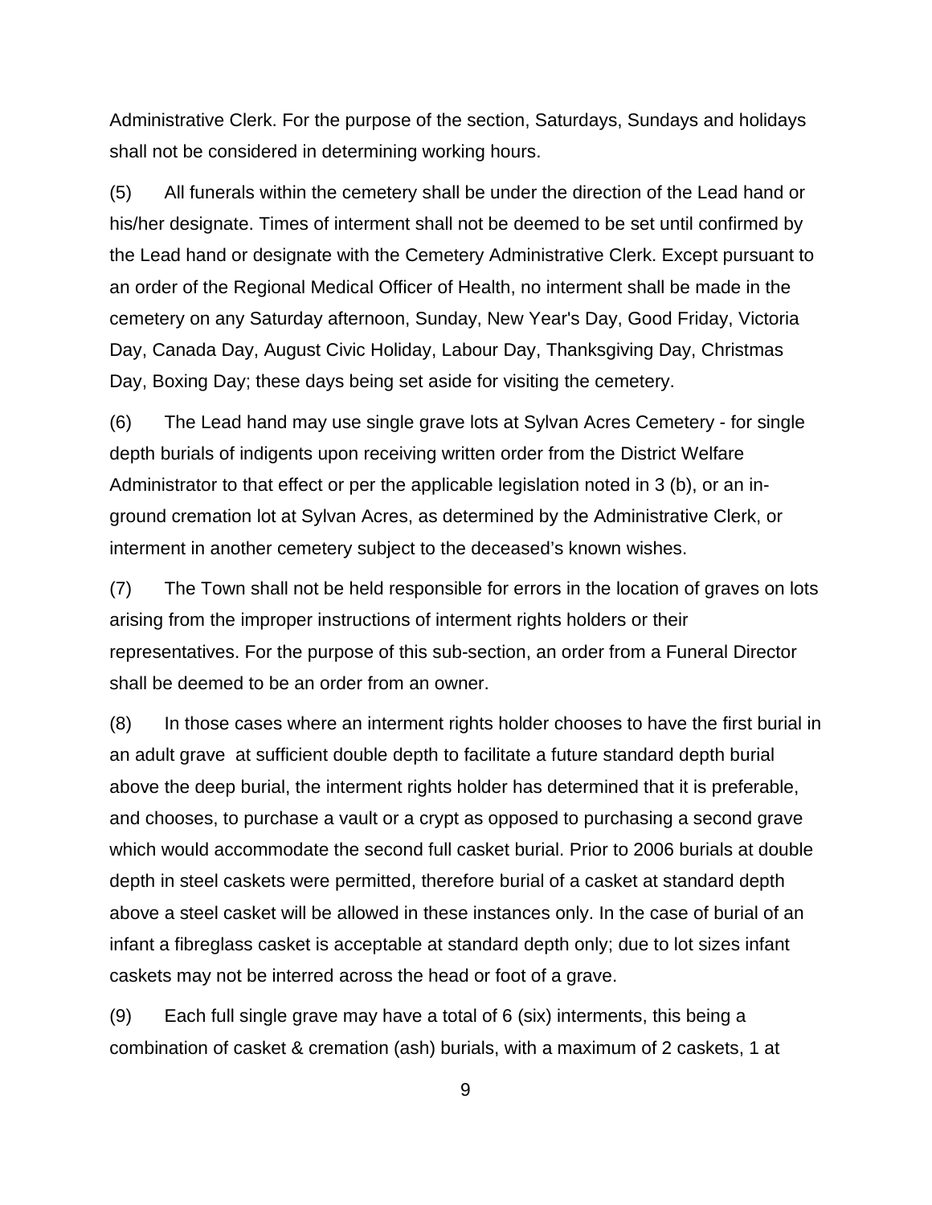Administrative Clerk. For the purpose of the section, Saturdays, Sundays and holidays shall not be considered in determining working hours.

(5) All funerals within the cemetery shall be under the direction of the Lead hand or his/her designate. Times of interment shall not be deemed to be set until confirmed by the Lead hand or designate with the Cemetery Administrative Clerk. Except pursuant to an order of the Regional Medical Officer of Health, no interment shall be made in the cemetery on any Saturday afternoon, Sunday, New Year's Day, Good Friday, Victoria Day, Canada Day, August Civic Holiday, Labour Day, Thanksgiving Day, Christmas Day, Boxing Day; these days being set aside for visiting the cemetery.

(6) The Lead hand may use single grave lots at Sylvan Acres Cemetery - for single depth burials of indigents upon receiving written order from the District Welfare Administrator to that effect or per the applicable legislation noted in 3 (b), or an in-ground cremation lot at Sylvan Acres, as determined by the Administrative Clerk, or interment in another cemetery subject to the deceased's known wishes.

(7) The Town shall not be held responsible for errors in the location of graves on lots arising from the improper instructions of interment rights holders or their representatives. For the purpose of this sub-section, an order from a Funeral Director shall be deemed to be an order from an owner.

(8) In those cases where an interment rights holder chooses to have the first burial in an adult grave at sufficient double depth to facilitate a future standard depth burial above the deep burial, the interment rights holder has determined that it is preferable, and chooses, to purchase a vault or a crypt as opposed to purchasing a second grave which would accommodate the second full casket burial. Prior to 2006 burials at double depth in steel caskets were permitted, therefore burial of a casket at standard depth above a steel casket will be allowed in these instances only. In the case of burial of an infant a fibreglass casket is acceptable at standard depth only; due to lot sizes infant caskets may not be interred across the head or foot of a grave.

(9) Each full single grave may have a total of 6 (six) interments, this being a combination of casket & cremation (ash) burials, with a maximum of 2 caskets, 1 at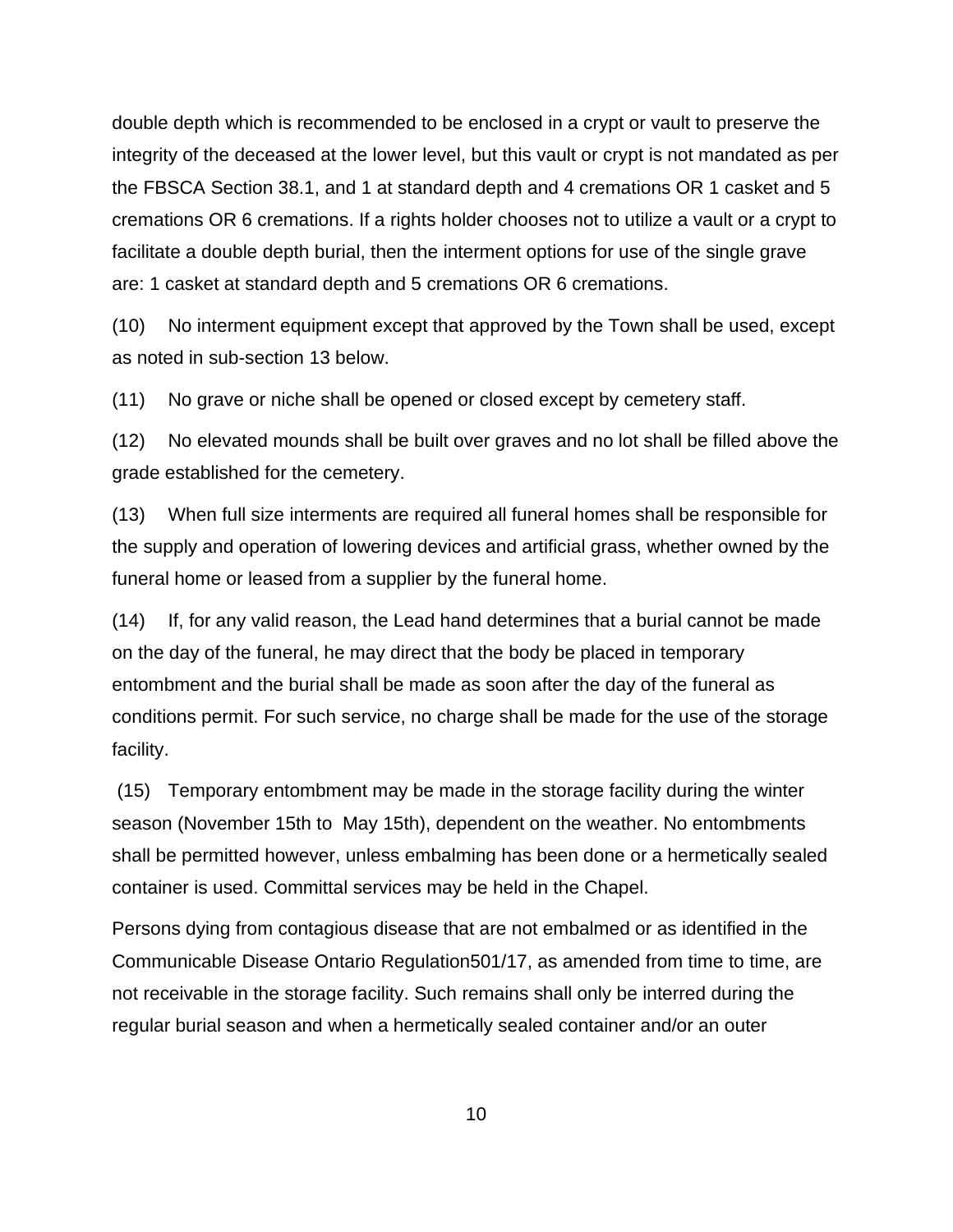double depth which is recommended to be enclosed in a crypt or vault to preserve the integrity of the deceased at the lower level, but this vault or crypt is not mandated as per the FBSCA Section 38.1, and 1 at standard depth and 4 cremations OR 1 casket and 5 cremations OR 6 cremations. If a rights holder chooses not to utilize a vault or a crypt to facilitate a double depth burial, then the interment options for use of the single grave are: 1 casket at standard depth and 5 cremations OR 6 cremations.

(10) No interment equipment except that approved by the Town shall be used, except as noted in sub-section 13 below.

(11) No grave or niche shall be opened or closed except by cemetery staff.

(12) No elevated mounds shall be built over graves and no lot shall be filled above the grade established for the cemetery.

(13) When full size interments are required all funeral homes shall be responsible for the supply and operation of lowering devices and artificial grass, whether owned by the funeral home or leased from a supplier by the funeral home.

(14) If, for any valid reason, the Lead hand determines that a burial cannot be made on the day of the funeral, he may direct that the body be placed in temporary entombment and the burial shall be made as soon after the day of the funeral as conditions permit. For such service, no charge shall be made for the use of the storage facility.

(15) Temporary entombment may be made in the storage facility during the winter season (November 15th to May 15th), dependent on the weather. No entombments shall be permitted however, unless embalming has been done or a hermetically sealed container is used. Committal services may be held in the Chapel.

Persons dying from contagious disease that are not embalmed or as identified in the Communicable Disease Ontario Regulation501/17, as amended from time to time, are not receivable in the storage facility. Such remains shall only be interred during the regular burial season and when a hermetically sealed container and/or an outer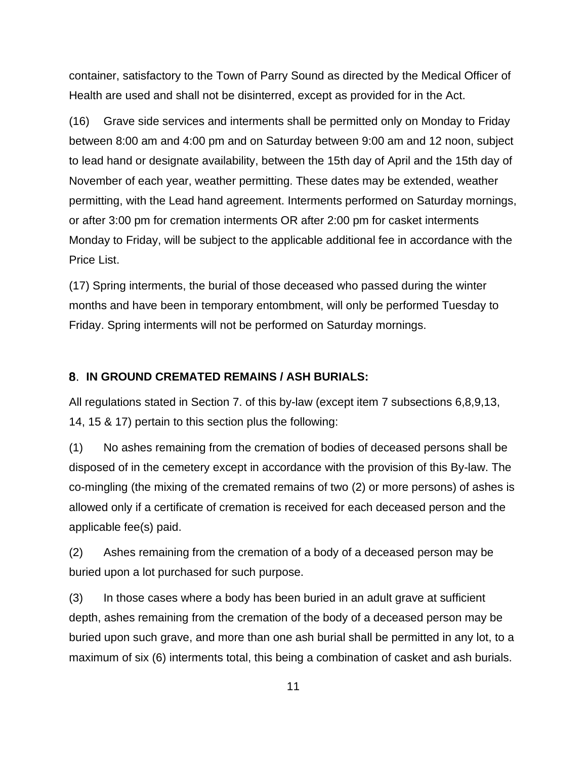container, satisfactory to the Town of Parry Sound as directed by the Medical Officer of Health are used and shall not be disinterred, except as provided for in the Act.

(16) Grave side services and interments shall be permitted only on Monday to Friday between 8:00 am and 4:00 pm and on Saturday between 9:00 am and 12 noon, subject to lead hand or designate availability, between the 15th day of April and the 15th day of November of each year, weather permitting. These dates may be extended, weather permitting, with the Lead hand agreement. Interments performed on Saturday mornings, or after 3:00 pm for cremation interments OR after 2:00 pm for casket interments Monday to Friday, will be subject to the applicable additional fee in accordance with the Price List.

(17) Spring interments, the burial of those deceased who passed during the winter months and have been in temporary entombment, will only be performed Tuesday to Friday. Spring interments will not be performed on Saturday mornings.

## 8. IN GROUND CREMATED REMAINS / ASH BURIALS:

All regulations stated in Section 7. of this by-law (except item 7 subsections 6,8,9,13, 14, 15 & 17) pertain to this section plus the following:

(1) No ashes remaining from the cremation of bodies of deceased persons shall be disposed of in the cemetery except in accordance with the provision of this By-law. The co-mingling (the mixing of the cremated remains of two (2) or more persons) of ashes is allowed only if a certificate of cremation is received for each deceased person and the applicable fee(s) paid.

(2) Ashes remaining from the cremation of a body of a deceased person may be buried upon a lot purchased for such purpose.

(3) In those cases where a body has been buried in an adult grave at sufficient depth, ashes remaining from the cremation of the body of a deceased person may be buried upon such grave, and more than one ash burial shall be permitted in any lot, to a maximum of six (6) interments total, this being a combination of casket and ash burials.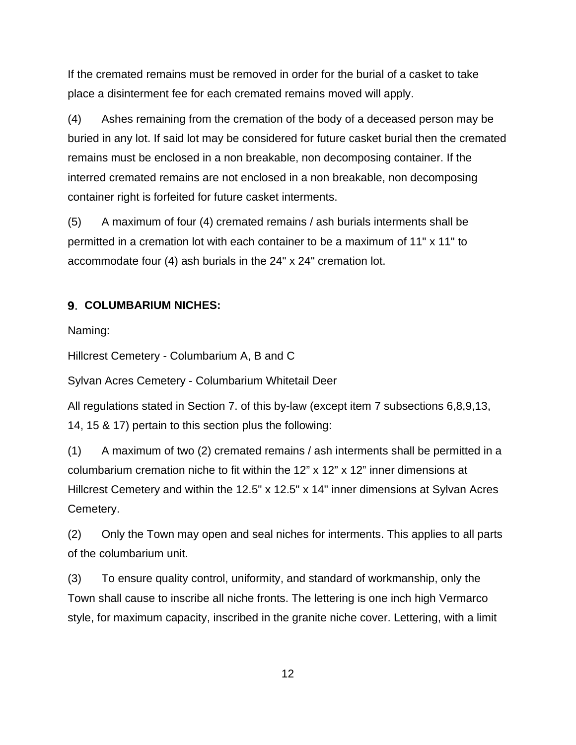If the cremated remains must be removed in order for the burial of a casket to take place a disinterment fee for each cremated remains moved will apply.

(4) Ashes remaining from the cremation of the body of a deceased person may be buried in any lot. If said lot may be considered for future casket burial then the cremated remains must be enclosed in a non breakable, non decomposing container. If the interred cremated remains are not enclosed in a non breakable, non decomposing container right is forfeited for future casket interments.

(5) A maximum of four (4) cremated remains / ash burials interments shall be permitted in a cremation lot with each container to be a maximum of 11" x 11" to accommodate four (4) ash burials in the 24" x 24" cremation lot.

## 9. COLUMBARIUM NICHES:

Naming:

Hillcrest Cemetery - Columbarium A, B and C

Sylvan Acres Cemetery - Columbarium Whitetail Deer

All regulations stated in Section 7. of this by-law (except item 7 subsections 6,8,9,13, 14, 15 & 17) pertain to this section plus the following:

(1) A maximum of two (2) cremated remains / ash interments shall be permitted in a columbarium cremation niche to fit within the 12” x 12” x 12” inner dimensions at Hillcrest Cemetery and within the 12.5" x 12.5" x 14" inner dimensions at Sylvan Acres Cemetery.

(2) Only the Town may open and seal niches for interments. This applies to all parts of the columbarium unit.

(3) To ensure quality control, uniformity, and standard of workmanship, only the Town shall cause to inscribe all niche fronts. The lettering is one inch high Vermarco style, for maximum capacity, inscribed in the granite niche cover. Lettering, with a limit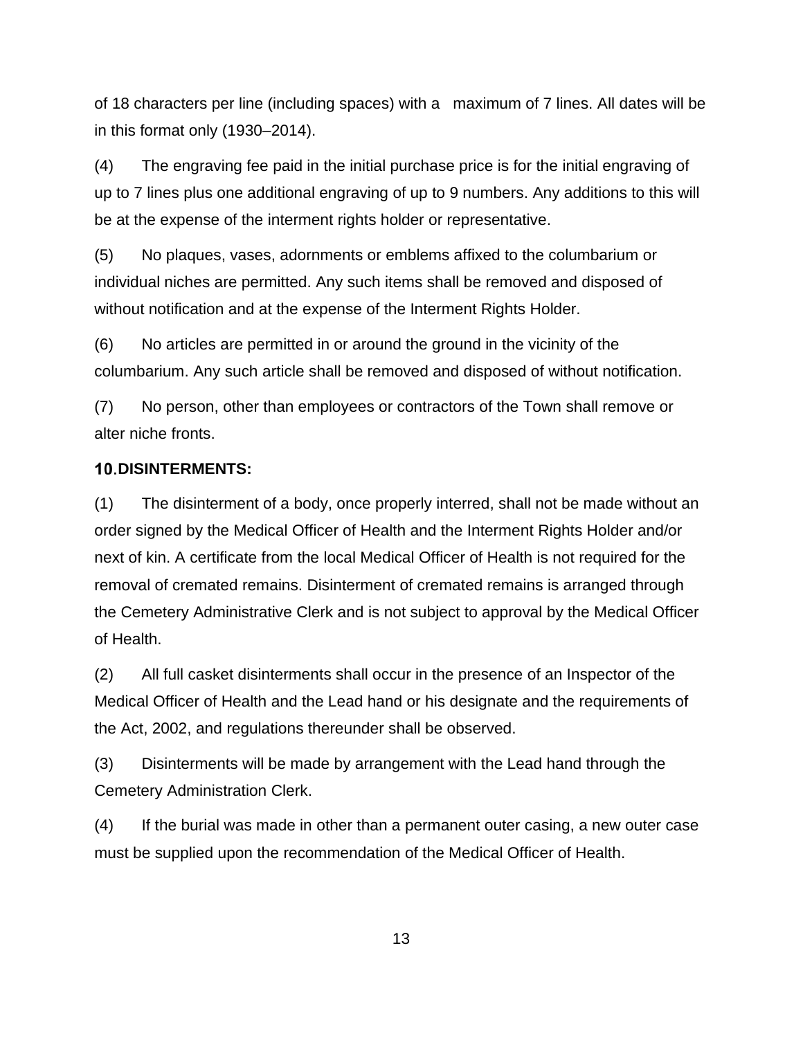of 18 characters per line (including spaces) with a maximum of 7 lines. All dates will be in this format only (1930–2014).

(4) The engraving fee paid in the initial purchase price is for the initial engraving of up to 7 lines plus one additional engraving of up to 9 numbers. Any additions to this will be at the expense of the interment rights holder or representative.

(5) No plaques, vases, adornments or emblems affixed to the columbarium or individual niches are permitted. Any such items shall be removed and disposed of without notification and at the expense of the Interment Rights Holder.

(6) No articles are permitted in or around the ground in the vicinity of the columbarium. Any such article shall be removed and disposed of without notification.

(7) No person, other than employees or contractors of the Town shall remove or alter niche fronts.

### 10. DISINTERMENTS:

(1) The disinterment of a body, once properly interred, shall not be made without an order signed by the Medical Officer of Health and the Interment Rights Holder and/or next of kin. A certificate from the local Medical Officer of Health is not required for the removal of cremated remains. Disinterment of cremated remains is arranged through the Cemetery Administrative Clerk and is not subject to approval by the Medical Officer of Health.

(2) All full casket disinterments shall occur in the presence of an Inspector of the Medical Officer of Health and the Lead hand or his designate and the requirements of the Act, 2002, and regulations thereunder shall be observed.

(3) Disinterments will be made by arrangement with the Lead hand through the Cemetery Administration Clerk.

(4) If the burial was made in other than a permanent outer casing, a new outer case must be supplied upon the recommendation of the Medical Officer of Health.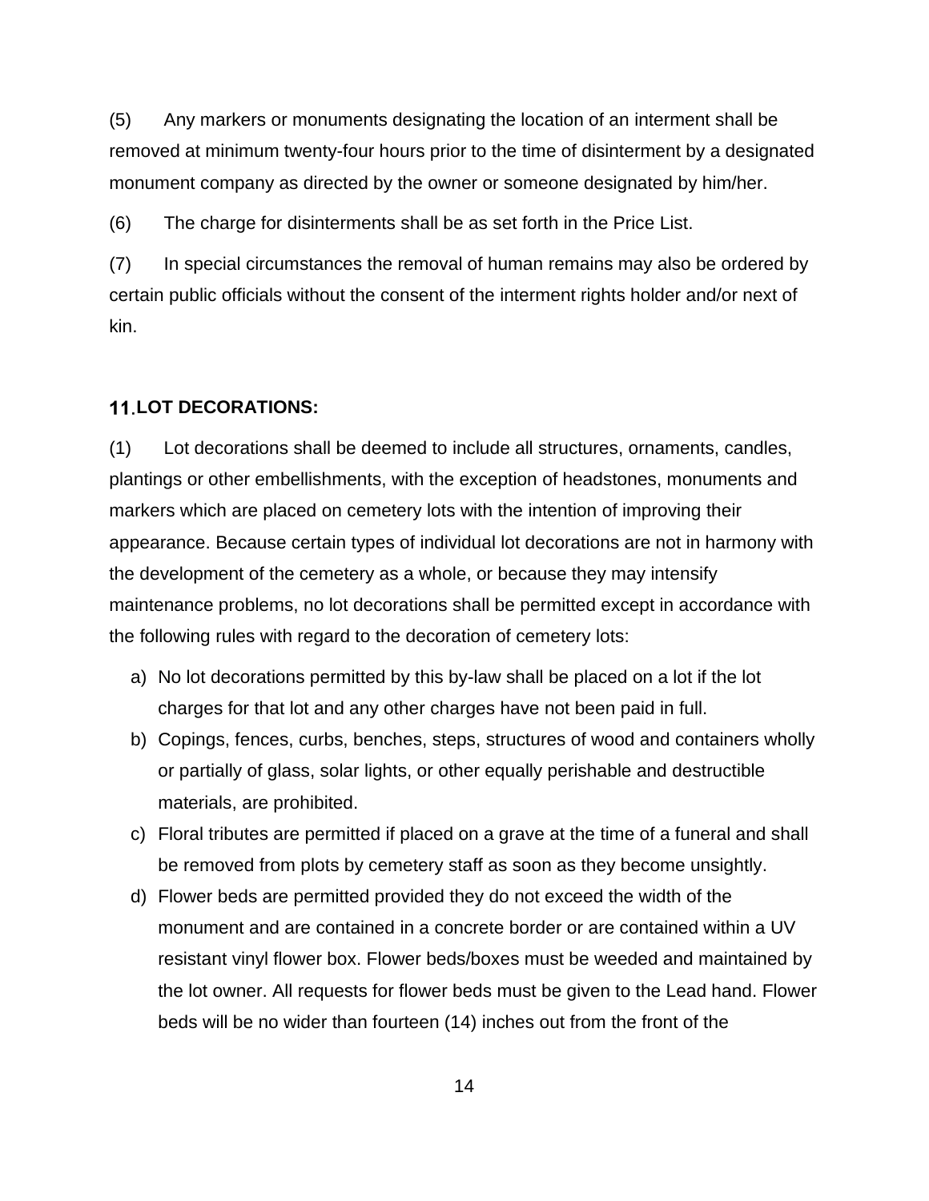(5) Any markers or monuments designating the location of an interment shall be removed at minimum twenty-four hours prior to the time of disinterment by a designated monument company as directed by the owner or someone designated by him/her.

(6) The charge for disinterments shall be as set forth in the Price List.

(7) In special circumstances the removal of human remains may also be ordered by certain public officials without the consent of the interment rights holder and/or next of kin.

## 11. LOT DECORATIONS:

(1) Lot decorations shall be deemed to include all structures, ornaments, candles, plantings or other embellishments, with the exception of headstones, monuments and markers which are placed on cemetery lots with the intention of improving their appearance. Because certain types of individual lot decorations are not in harmony with the development of the cemetery as a whole, or because they may intensify maintenance problems, no lot decorations shall be permitted except in accordance with the following rules with regard to the decoration of cemetery lots:

a) No lot decorations permitted by this by-law shall be placed on a lot if the lot charges for that lot and any other charges have not been paid in full.
b) Copings, fences, curbs, benches, steps, structures of wood and containers wholly or partially of glass, solar lights, or other equally perishable and destructible materials, are prohibited.
c) Floral tributes are permitted if placed on a grave at the time of a funeral and shall be removed from plots by cemetery staff as soon as they become unsightly.
d) Flower beds are permitted provided they do not exceed the width of the monument and are contained in a concrete border or are contained within a UV resistant vinyl flower box. Flower beds/boxes must be weeded and maintained by the lot owner. All requests for flower beds must be given to the Lead hand. Flower beds will be no wider than fourteen (14) inches out from the front of the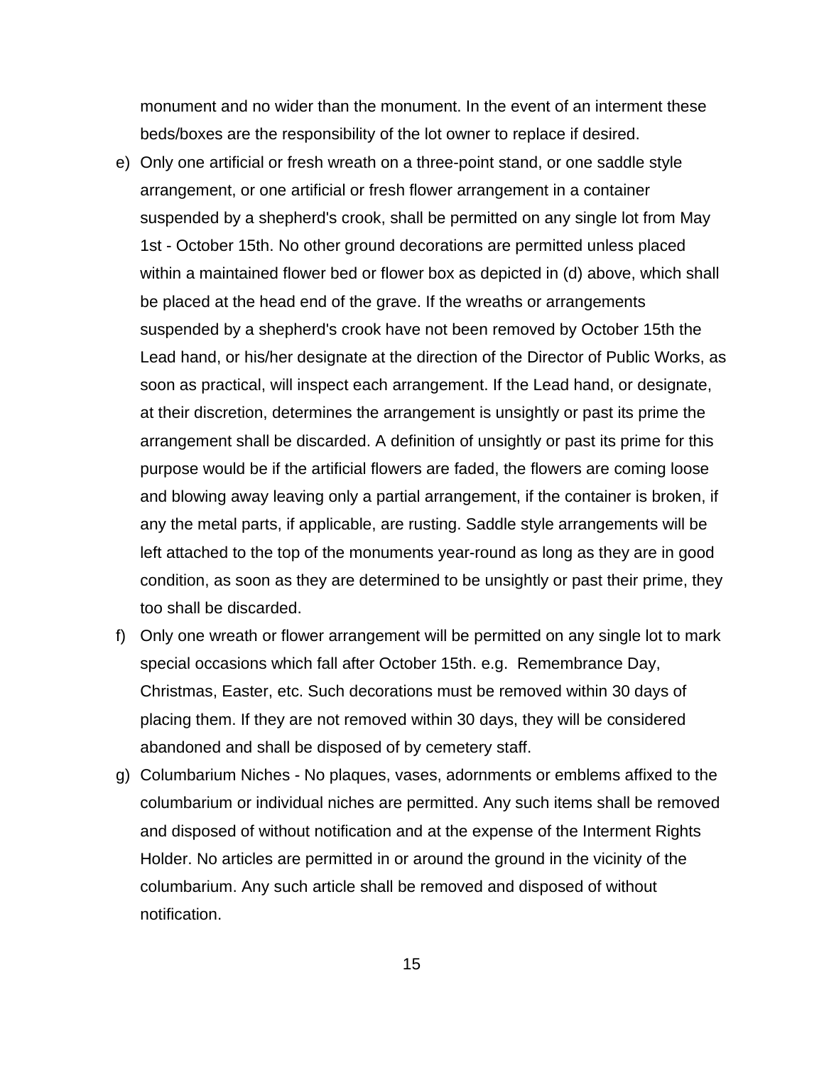monument and no wider than the monument. In the event of an interment these beds/boxes are the responsibility of the lot owner to replace if desired.

e) Only one artificial or fresh wreath on a three-point stand, or one saddle style arrangement, or one artificial or fresh flower arrangement in a container suspended by a shepherd's crook, shall be permitted on any single lot from May 1st - October 15th. No other ground decorations are permitted unless placed within a maintained flower bed or flower box as depicted in (d) above, which shall be placed at the head end of the grave. If the wreaths or arrangements suspended by a shepherd's crook have not been removed by October 15th the Lead hand, or his/her designate at the direction of the Director of Public Works, as soon as practical, will inspect each arrangement. If the Lead hand, or designate, at their discretion, determines the arrangement is unsightly or past its prime the arrangement shall be discarded. A definition of unsightly or past its prime for this purpose would be if the artificial flowers are faded, the flowers are coming loose and blowing away leaving only a partial arrangement, if the container is broken, if any the metal parts, if applicable, are rusting. Saddle style arrangements will be left attached to the top of the monuments year-round as long as they are in good condition, as soon as they are determined to be unsightly or past their prime, they too shall be discarded.

f) Only one wreath or flower arrangement will be permitted on any single lot to mark special occasions which fall after October 15th. e.g. Remembrance Day, Christmas, Easter, etc. Such decorations must be removed within 30 days of placing them. If they are not removed within 30 days, they will be considered abandoned and shall be disposed of by cemetery staff.

g) Columbarium Niches - No plaques, vases, adornments or emblems affixed to the columbarium or individual niches are permitted. Any such items shall be removed and disposed of without notification and at the expense of the Interment Rights Holder. No articles are permitted in or around the ground in the vicinity of the columbarium. Any such article shall be removed and disposed of without notification.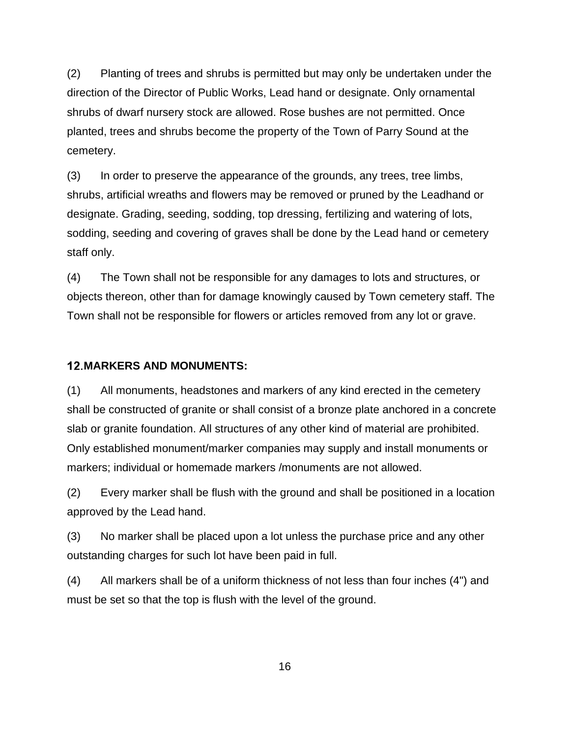(2) Planting of trees and shrubs is permitted but may only be undertaken under the direction of the Director of Public Works, Lead hand or designate. Only ornamental shrubs of dwarf nursery stock are allowed. Rose bushes are not permitted. Once planted, trees and shrubs become the property of the Town of Parry Sound at the cemetery.

(3) In order to preserve the appearance of the grounds, any trees, tree limbs, shrubs, artificial wreaths and flowers may be removed or pruned by the Leadhand or designate. Grading, seeding, sodding, top dressing, fertilizing and watering of lots, sodding, seeding and covering of graves shall be done by the Lead hand or cemetery staff only.

(4) The Town shall not be responsible for any damages to lots and structures, or objects thereon, other than for damage knowingly caused by Town cemetery staff. The Town shall not be responsible for flowers or articles removed from any lot or grave.

## 12. MARKERS AND MONUMENTS:

(1) All monuments, headstones and markers of any kind erected in the cemetery shall be constructed of granite or shall consist of a bronze plate anchored in a concrete slab or granite foundation. All structures of any other kind of material are prohibited. Only established monument/marker companies may supply and install monuments or markers; individual or homemade markers /monuments are not allowed.

(2) Every marker shall be flush with the ground and shall be positioned in a location approved by the Lead hand.

(3) No marker shall be placed upon a lot unless the purchase price and any other outstanding charges for such lot have been paid in full.

(4) All markers shall be of a uniform thickness of not less than four inches (4") and must be set so that the top is flush with the level of the ground.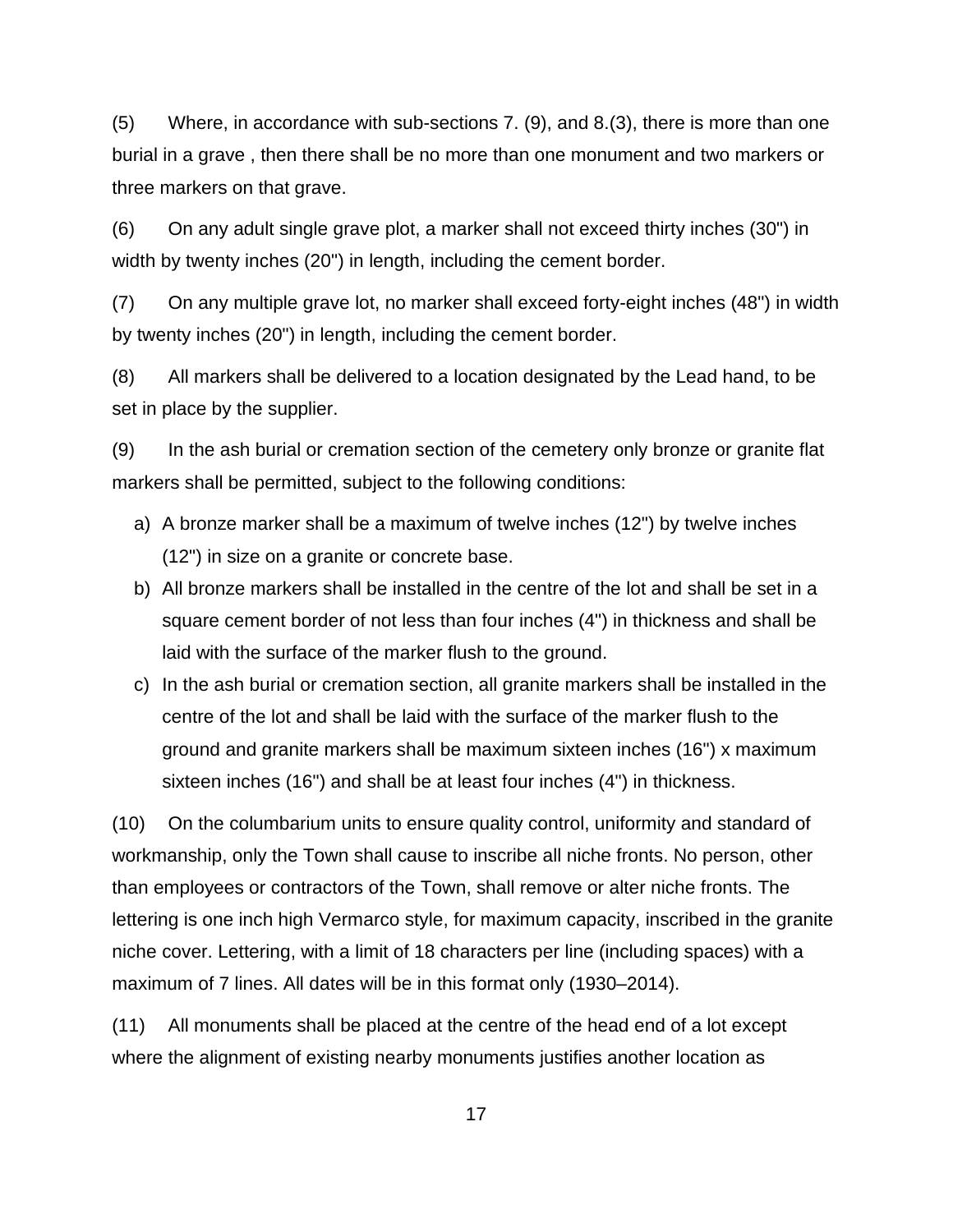(5) Where, in accordance with sub-sections 7. (9), and 8.(3), there is more than one burial in a grave , then there shall be no more than one monument and two markers or three markers on that grave.

(6) On any adult single grave plot, a marker shall not exceed thirty inches (30") in width by twenty inches (20") in length, including the cement border.

(7) On any multiple grave lot, no marker shall exceed forty-eight inches (48") in width by twenty inches (20") in length, including the cement border.

(8) All markers shall be delivered to a location designated by the Lead hand, to be set in place by the supplier.

(9) In the ash burial or cremation section of the cemetery only bronze or granite flat markers shall be permitted, subject to the following conditions:

a) A bronze marker shall be a maximum of twelve inches (12") by twelve inches (12") in size on a granite or concrete base.
b) All bronze markers shall be installed in the centre of the lot and shall be set in a square cement border of not less than four inches (4") in thickness and shall be laid with the surface of the marker flush to the ground.
c) In the ash burial or cremation section, all granite markers shall be installed in the centre of the lot and shall be laid with the surface of the marker flush to the ground and granite markers shall be maximum sixteen inches (16") x maximum sixteen inches (16") and shall be at least four inches (4") in thickness.

(10) On the columbarium units to ensure quality control, uniformity and standard of workmanship, only the Town shall cause to inscribe all niche fronts. No person, other than employees or contractors of the Town, shall remove or alter niche fronts. The lettering is one inch high Vermarco style, for maximum capacity, inscribed in the granite niche cover. Lettering, with a limit of 18 characters per line (including spaces) with a maximum of 7 lines. All dates will be in this format only (1930–2014).

(11) All monuments shall be placed at the centre of the head end of a lot except where the alignment of existing nearby monuments justifies another location as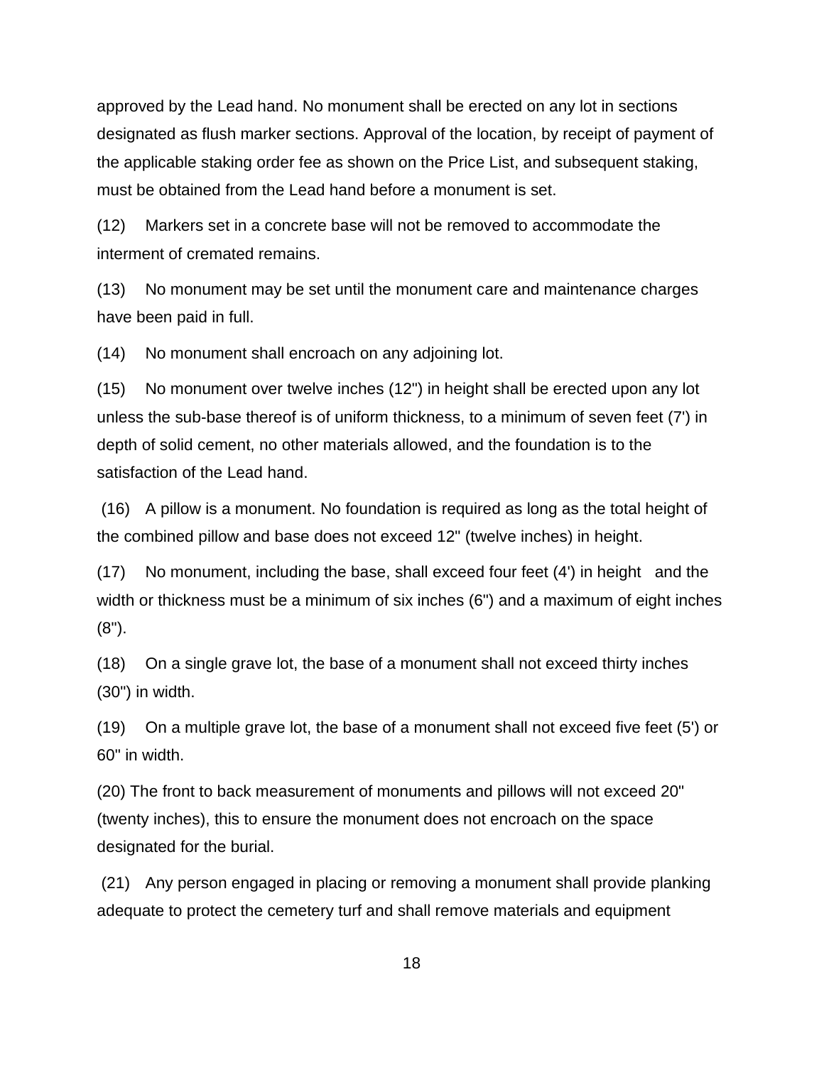approved by the Lead hand. No monument shall be erected on any lot in sections designated as flush marker sections. Approval of the location, by receipt of payment of the applicable staking order fee as shown on the Price List, and subsequent staking, must be obtained from the Lead hand before a monument is set.

(12) Markers set in a concrete base will not be removed to accommodate the interment of cremated remains.

(13) No monument may be set until the monument care and maintenance charges have been paid in full.

(14) No monument shall encroach on any adjoining lot.

(15) No monument over twelve inches (12") in height shall be erected upon any lot unless the sub-base thereof is of uniform thickness, to a minimum of seven feet (7') in depth of solid cement, no other materials allowed, and the foundation is to the satisfaction of the Lead hand.

(16) A pillow is a monument. No foundation is required as long as the total height of the combined pillow and base does not exceed 12" (twelve inches) in height.

(17) No monument, including the base, shall exceed four feet (4') in height and the width or thickness must be a minimum of six inches (6") and a maximum of eight inches (8").

(18) On a single grave lot, the base of a monument shall not exceed thirty inches (30") in width.

(19) On a multiple grave lot, the base of a monument shall not exceed five feet (5') or 60" in width.

(20) The front to back measurement of monuments and pillows will not exceed 20" (twenty inches), this to ensure the monument does not encroach on the space designated for the burial.

(21) Any person engaged in placing or removing a monument shall provide planking adequate to protect the cemetery turf and shall remove materials and equipment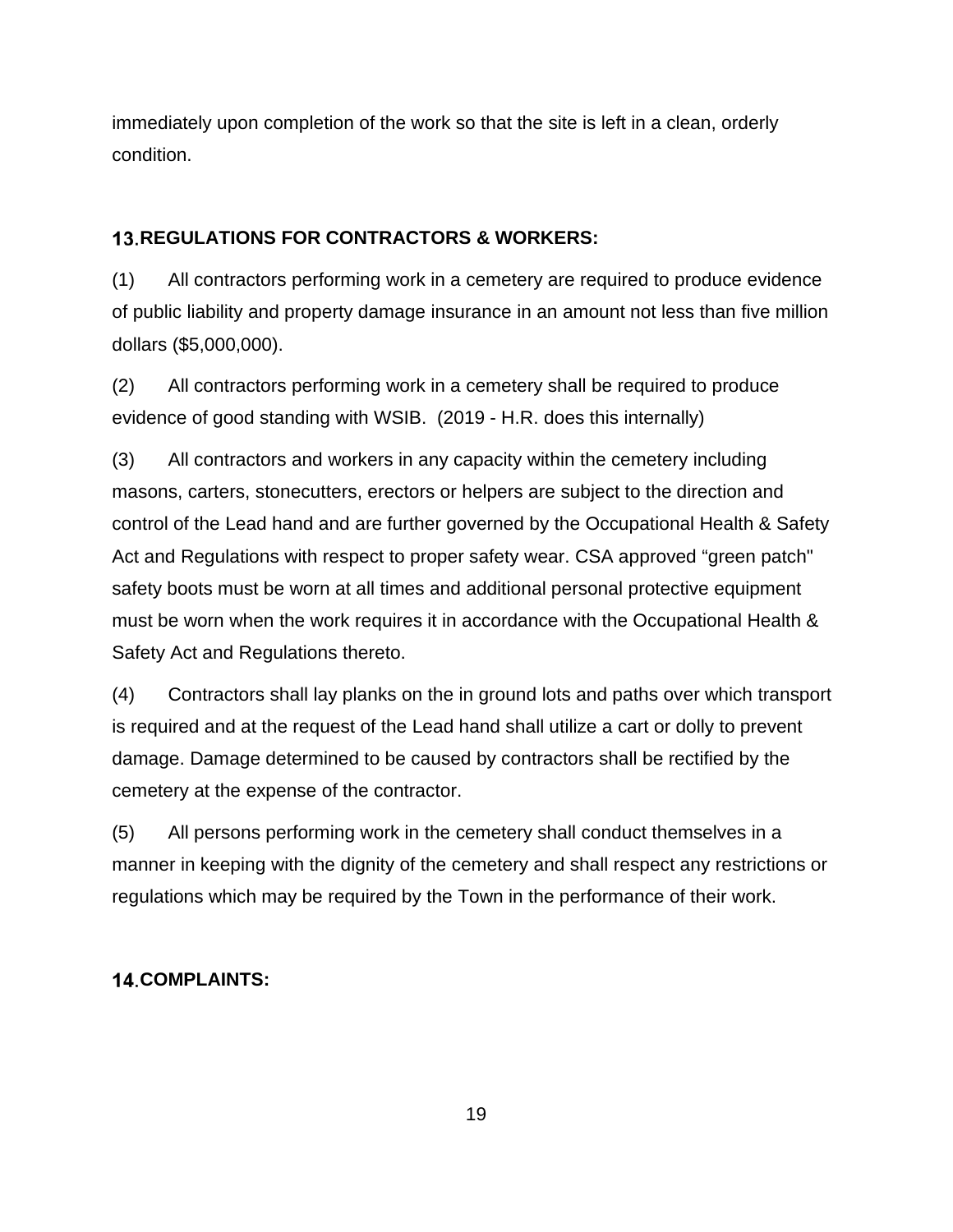immediately upon completion of the work so that the site is left in a clean, orderly condition.

## 13. REGULATIONS FOR CONTRACTORS & WORKERS:

(1) All contractors performing work in a cemetery are required to produce evidence of public liability and property damage insurance in an amount not less than five million dollars ($5,000,000).

(2) All contractors performing work in a cemetery shall be required to produce evidence of good standing with WSIB. (2019 - H.R. does this internally)

(3) All contractors and workers in any capacity within the cemetery including masons, carters, stonecutters, erectors or helpers are subject to the direction and control of the Lead hand and are further governed by the Occupational Health & Safety Act and Regulations with respect to proper safety wear. CSA approved "green patch" safety boots must be worn at all times and additional personal protective equipment must be worn when the work requires it in accordance with the Occupational Health & Safety Act and Regulations thereto.

(4) Contractors shall lay planks on the in ground lots and paths over which transport is required and at the request of the Lead hand shall utilize a cart or dolly to prevent damage. Damage determined to be caused by contractors shall be rectified by the cemetery at the expense of the contractor.

(5) All persons performing work in the cemetery shall conduct themselves in a manner in keeping with the dignity of the cemetery and shall respect any restrictions or regulations which may be required by the Town in the performance of their work.

## 14. COMPLAINTS: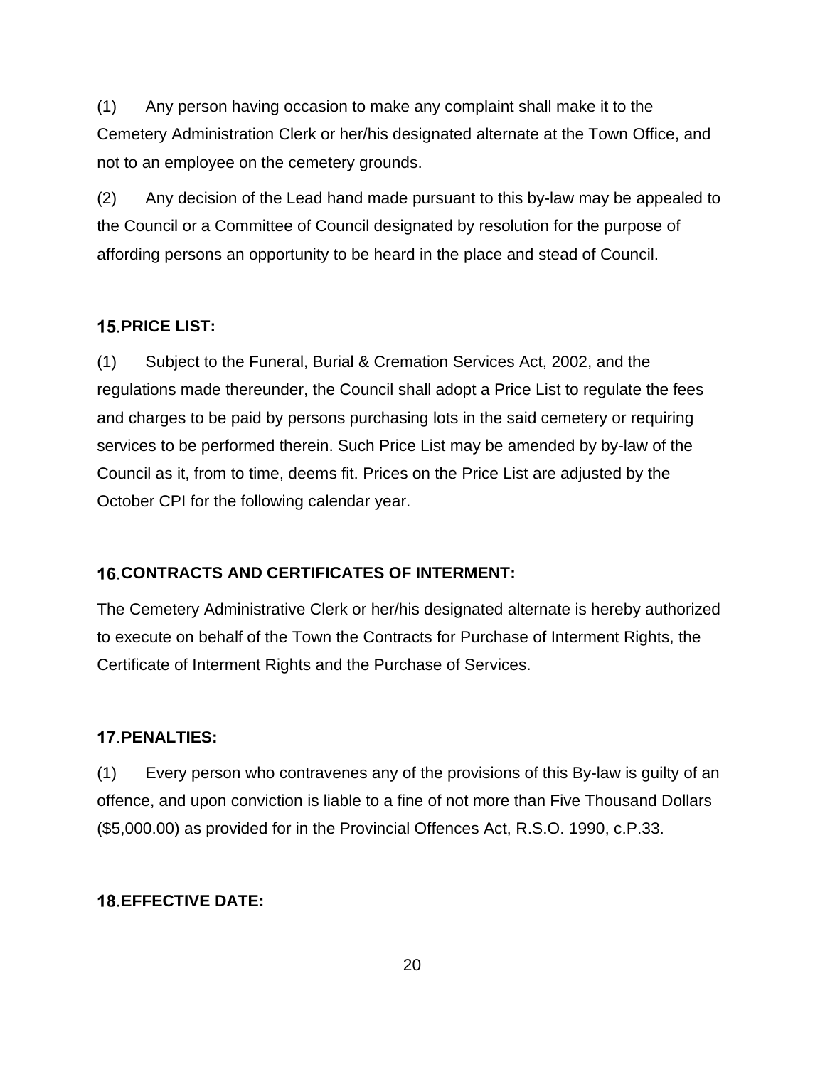(1) Any person having occasion to make any complaint shall make it to the Cemetery Administration Clerk or her/his designated alternate at the Town Office, and not to an employee on the cemetery grounds.

(2) Any decision of the Lead hand made pursuant to this by-law may be appealed to the Council or a Committee of Council designated by resolution for the purpose of affording persons an opportunity to be heard in the place and stead of Council.

## 15. PRICE LIST:

(1) Subject to the Funeral, Burial & Cremation Services Act, 2002, and the regulations made thereunder, the Council shall adopt a Price List to regulate the fees and charges to be paid by persons purchasing lots in the said cemetery or requiring services to be performed therein. Such Price List may be amended by by-law of the Council as it, from to time, deems fit. Prices on the Price List are adjusted by the October CPI for the following calendar year.

## 16. CONTRACTS AND CERTIFICATES OF INTERMENT:

The Cemetery Administrative Clerk or her/his designated alternate is hereby authorized to execute on behalf of the Town the Contracts for Purchase of Interment Rights, the Certificate of Interment Rights and the Purchase of Services.

## 17. PENALTIES:

(1) Every person who contravenes any of the provisions of this By-law is guilty of an offence, and upon conviction is liable to a fine of not more than Five Thousand Dollars ($5,000.00) as provided for in the Provincial Offences Act, R.S.O. 1990, c.P.33.

## 18. EFFECTIVE DATE: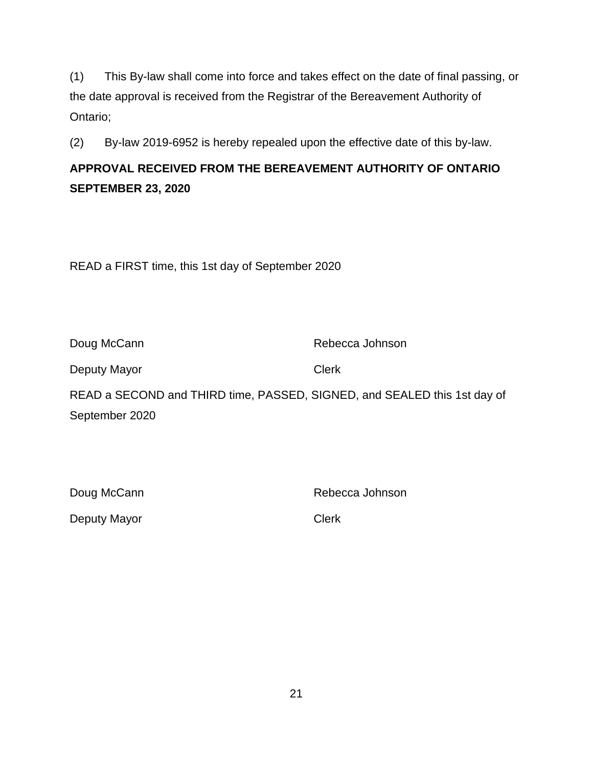(1) This By-law shall come into force and takes effect on the date of final passing, or the date approval is received from the Registrar of the Bereavement Authority of Ontario;

(2) By-law 2019-6952 is hereby repealed upon the effective date of this by-law.

**APPROVAL RECEIVED FROM THE BEREAVEMENT AUTHORITY OF ONTARIO SEPTEMBER 23, 2020**

READ a FIRST time, this 1st day of September 2020

| | |
|---|---|
| Doug McCann | Rebecca Johnson |
| Deputy Mayor | Clerk |

READ a SECOND and THIRD time, PASSED, SIGNED, and SEALED this 1st day of September 2020

| | |
|---|---|
| Doug McCann | Rebecca Johnson |
| Deputy Mayor | Clerk |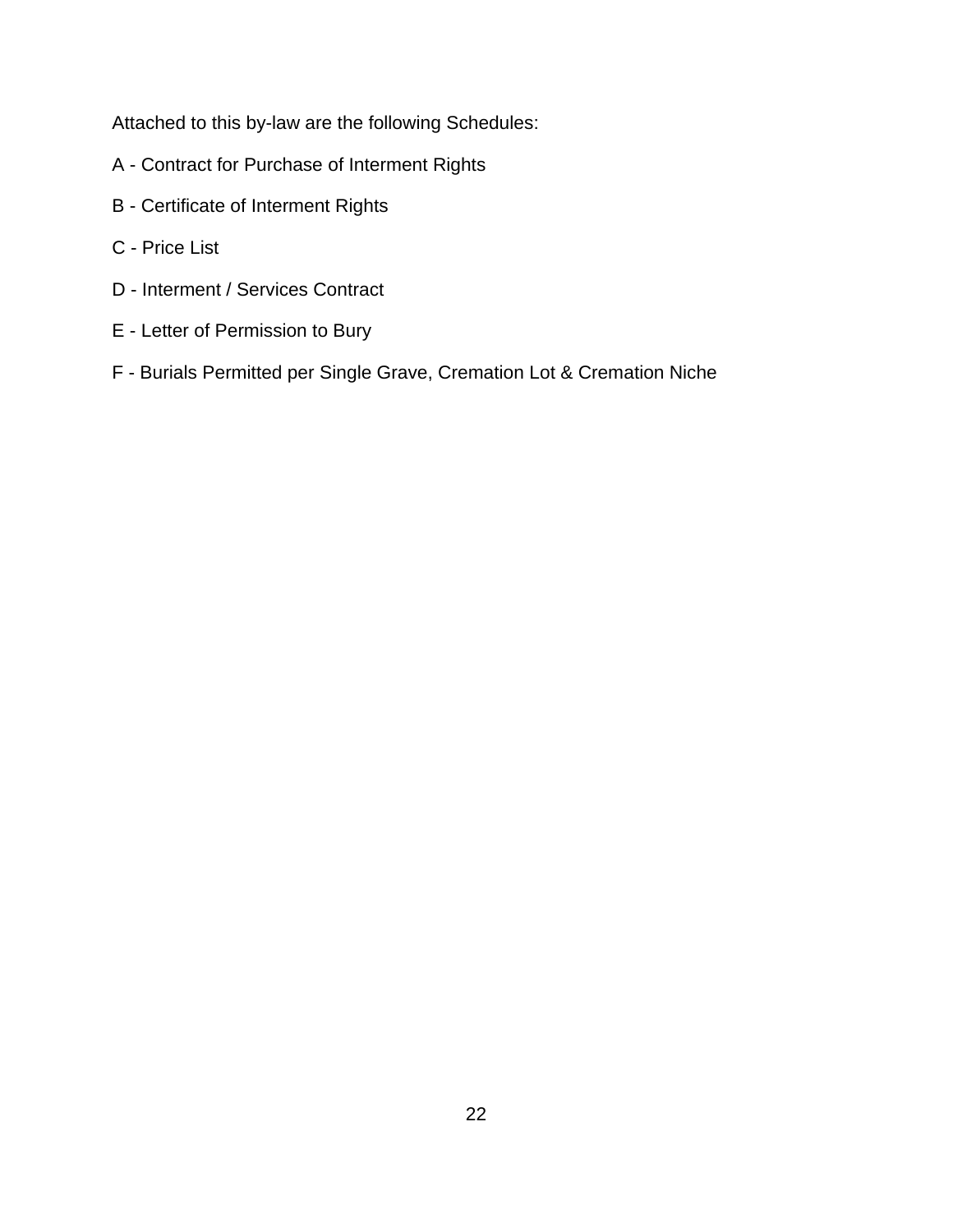Attached to this by-law are the following Schedules:

A - Contract for Purchase of Interment Rights

B - Certificate of Interment Rights

C - Price List

D - Interment / Services Contract

E - Letter of Permission to Bury

F - Burials Permitted per Single Grave, Cremation Lot & Cremation Niche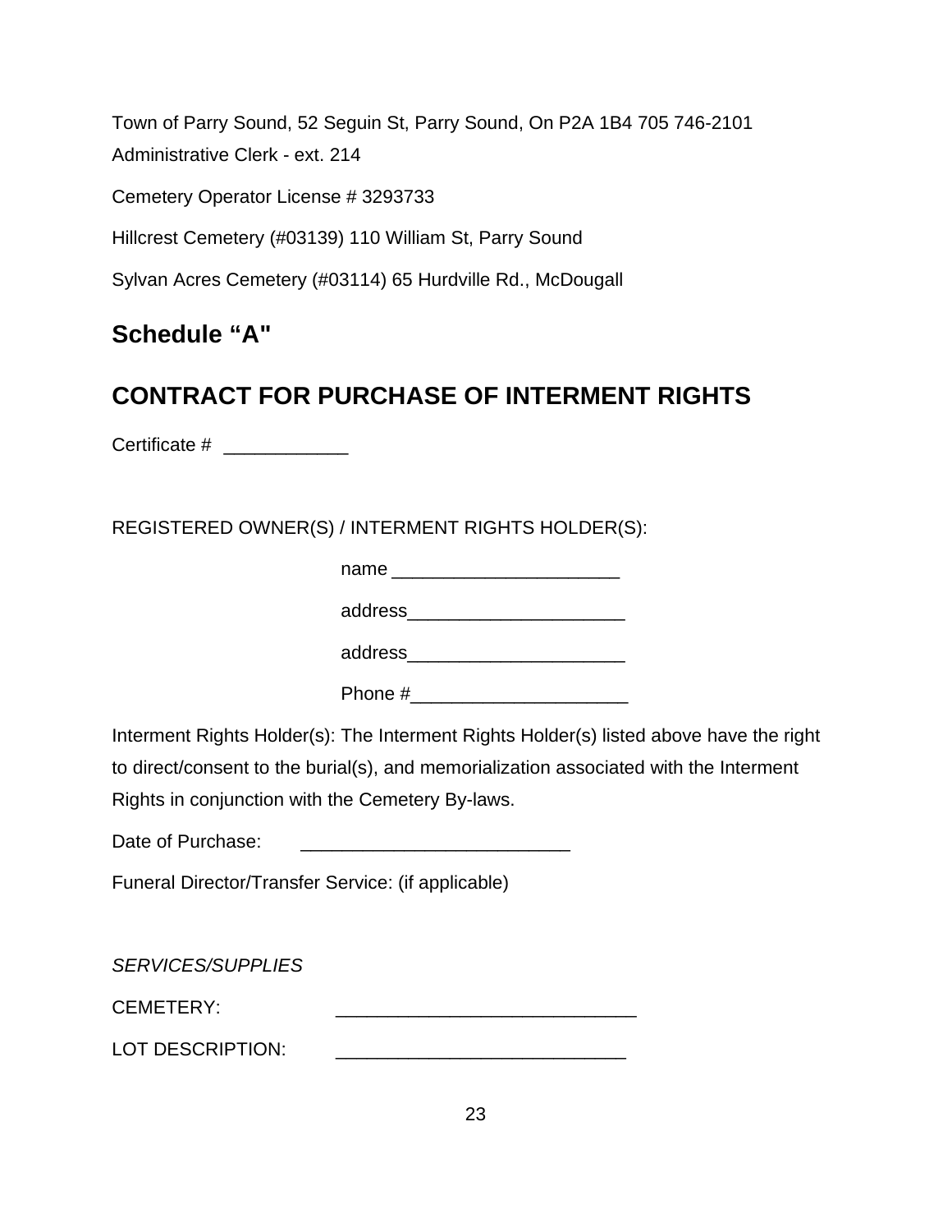Town of Parry Sound, 52 Seguin St, Parry Sound, On P2A 1B4 705 746-2101
Administrative Clerk - ext. 214

Cemetery Operator License # 3293733

Hillcrest Cemetery (#03139) 110 William St, Parry Sound

Sylvan Acres Cemetery (#03114) 65 Hurdville Rd., McDougall

## Schedule "A"

## CONTRACT FOR PURCHASE OF INTERMENT RIGHTS

Certificate # ____________

REGISTERED OWNER(S) / INTERMENT RIGHTS HOLDER(S):

name ______________________

address_____________________

address_____________________

Phone #_____________________

Interment Rights Holder(s): The Interment Rights Holder(s) listed above have the right to direct/consent to the burial(s), and memorialization associated with the Interment Rights in conjunction with the Cemetery By-laws.

Date of Purchase: __________________________

Funeral Director/Transfer Service: (if applicable)

*SERVICES/SUPPLIES*

CEMETERY: _____________________________

LOT DESCRIPTION: ____________________________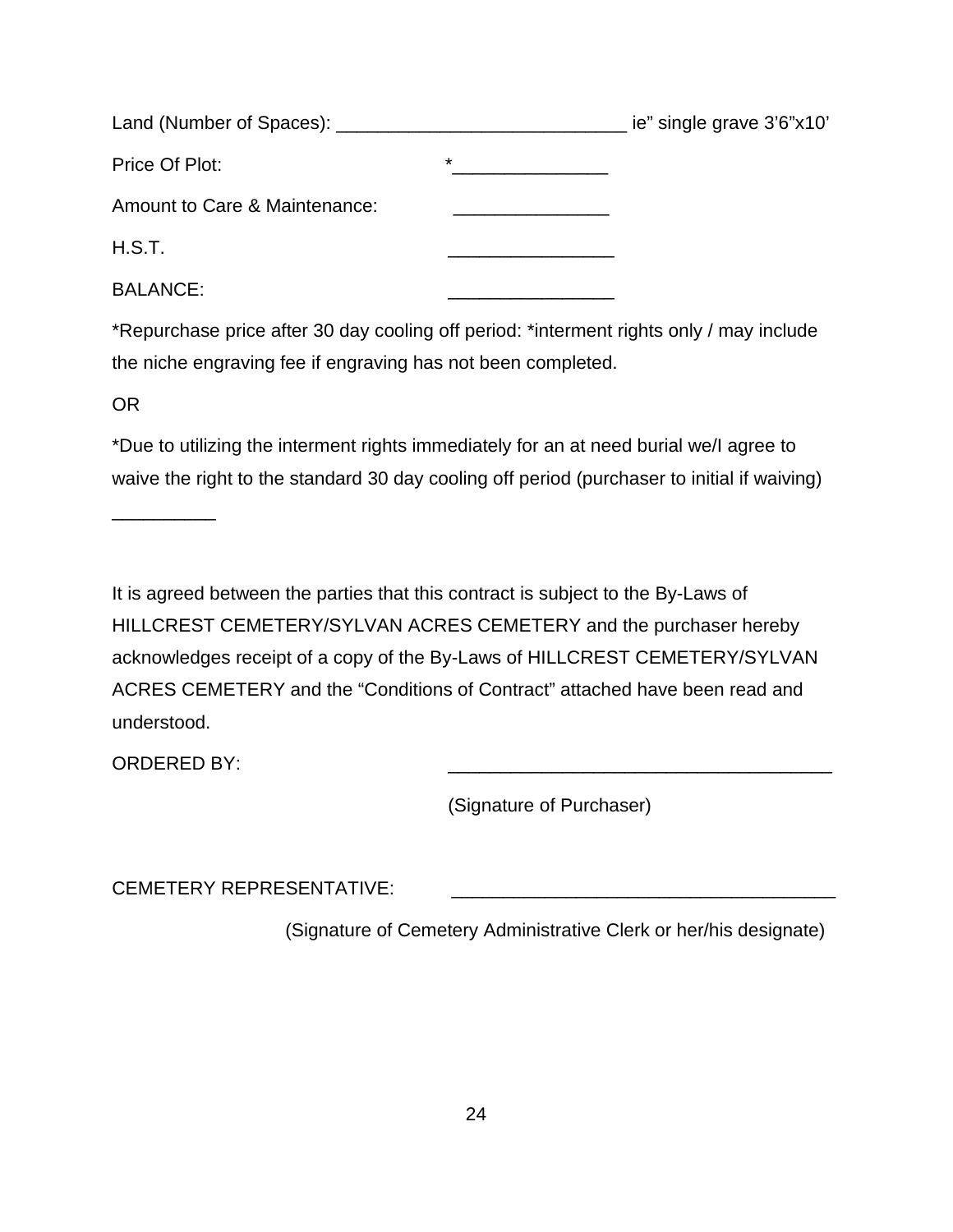Land (Number of Spaces): ____________________________ ie" single grave 3'6"x10'

Price Of Plot: *_______________

Amount to Care & Maintenance: _______________

H.S.T. ________________

BALANCE: ________________

*Repurchase price after 30 day cooling off period: *interment rights only / may include the niche engraving fee if engraving has not been completed.

OR

*Due to utilizing the interment rights immediately for an at need burial we/I agree to waive the right to the standard 30 day cooling off period (purchaser to initial if waiving)

__________

It is agreed between the parties that this contract is subject to the By-Laws of HILLCREST CEMETERY/SYLVAN ACRES CEMETERY and the purchaser hereby acknowledges receipt of a copy of the By-Laws of HILLCREST CEMETERY/SYLVAN ACRES CEMETERY and the "Conditions of Contract" attached have been read and understood.

ORDERED BY: _____________________________________

(Signature of Purchaser)

CEMETERY REPRESENTATIVE: _____________________________________

(Signature of Cemetery Administrative Clerk or her/his designate)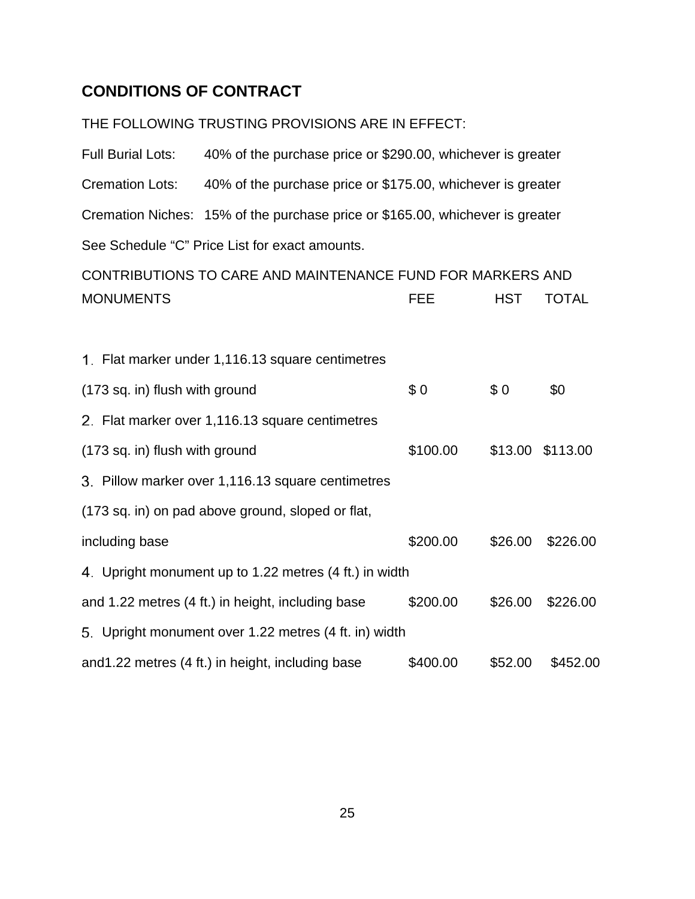## CONDITIONS OF CONTRACT

THE FOLLOWING TRUSTING PROVISIONS ARE IN EFFECT:

Full Burial Lots: 40% of the purchase price or $290.00, whichever is greater

Cremation Lots: 40% of the purchase price or $175.00, whichever is greater

Cremation Niches: 15% of the purchase price or $165.00, whichever is greater

See Schedule “C” Price List for exact amounts.

| CONTRIBUTIONS TO CARE AND MAINTENANCE FUND FOR MARKERS AND MONUMENTS | FEE | HST | TOTAL |
|---|---|---|---|
| 1. Flat marker under 1,116.13 square centimetres (173 sq. in) flush with ground | $ 0 | $ 0 | $0 |
| 2. Flat marker over 1,116.13 square centimetres (173 sq. in) flush with ground | $100.00 | $13.00 | $113.00 |
| 3. Pillow marker over 1,116.13 square centimetres (173 sq. in) on pad above ground, sloped or flat, including base | $200.00 | $26.00 | $226.00 |
| 4. Upright monument up to 1.22 metres (4 ft.) in width and 1.22 metres (4 ft.) in height, including base | $200.00 | $26.00 | $226.00 |
| 5. Upright monument over 1.22 metres (4 ft. in) width and1.22 metres (4 ft.) in height, including base | $400.00 | $52.00 | $452.00 |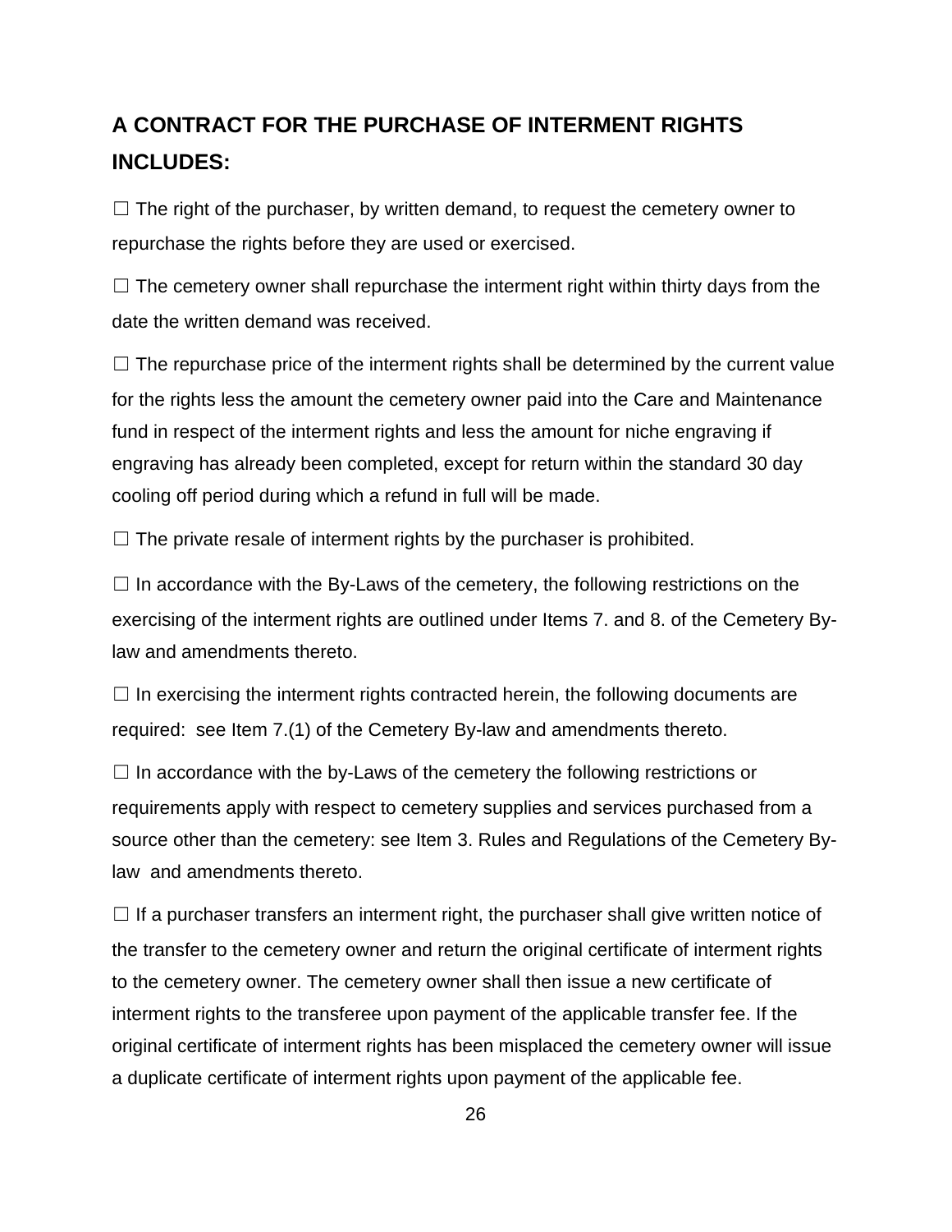## A CONTRACT FOR THE PURCHASE OF INTERMENT RIGHTS INCLUDES:

☐ The right of the purchaser, by written demand, to request the cemetery owner to repurchase the rights before they are used or exercised.

☐ The cemetery owner shall repurchase the interment right within thirty days from the date the written demand was received.

☐ The repurchase price of the interment rights shall be determined by the current value for the rights less the amount the cemetery owner paid into the Care and Maintenance fund in respect of the interment rights and less the amount for niche engraving if engraving has already been completed, except for return within the standard 30 day cooling off period during which a refund in full will be made.

☐ The private resale of interment rights by the purchaser is prohibited.

☐ In accordance with the By-Laws of the cemetery, the following restrictions on the exercising of the interment rights are outlined under Items 7. and 8. of the Cemetery By-law and amendments thereto.

☐ In exercising the interment rights contracted herein, the following documents are required: see Item 7.(1) of the Cemetery By-law and amendments thereto.

☐ In accordance with the by-Laws of the cemetery the following restrictions or requirements apply with respect to cemetery supplies and services purchased from a source other than the cemetery: see Item 3. Rules and Regulations of the Cemetery By-law and amendments thereto.

☐ If a purchaser transfers an interment right, the purchaser shall give written notice of the transfer to the cemetery owner and return the original certificate of interment rights to the cemetery owner. The cemetery owner shall then issue a new certificate of interment rights to the transferee upon payment of the applicable transfer fee. If the original certificate of interment rights has been misplaced the cemetery owner will issue a duplicate certificate of interment rights upon payment of the applicable fee.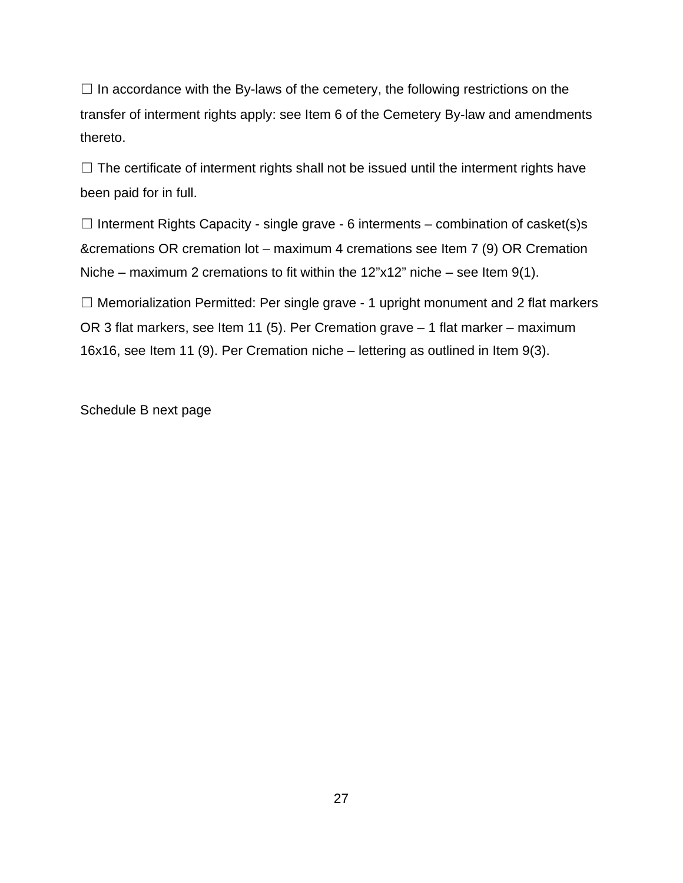☐ In accordance with the By-laws of the cemetery, the following restrictions on the transfer of interment rights apply: see Item 6 of the Cemetery By-law and amendments thereto.

☐ The certificate of interment rights shall not be issued until the interment rights have been paid for in full.

☐ Interment Rights Capacity - single grave - 6 interments – combination of casket(s)s &cremations OR cremation lot – maximum 4 cremations see Item 7 (9) OR Cremation Niche – maximum 2 cremations to fit within the 12”x12” niche – see Item 9(1).

☐ Memorialization Permitted: Per single grave - 1 upright monument and 2 flat markers OR 3 flat markers, see Item 11 (5). Per Cremation grave – 1 flat marker – maximum 16x16, see Item 11 (9). Per Cremation niche – lettering as outlined in Item 9(3).

Schedule B next page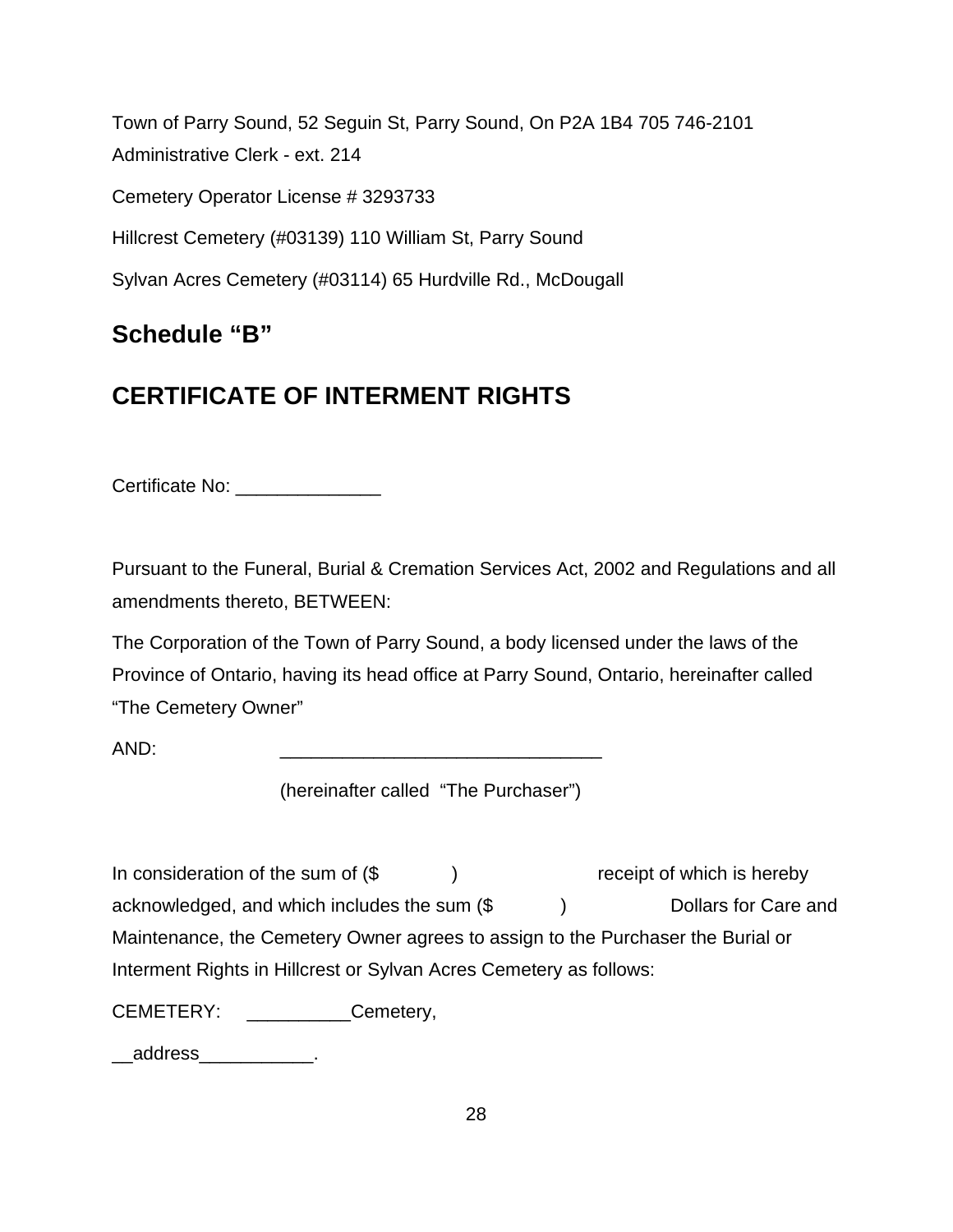Town of Parry Sound, 52 Seguin St, Parry Sound, On P2A 1B4 705 746-2101
Administrative Clerk - ext. 214

Cemetery Operator License # 3293733

Hillcrest Cemetery (#03139) 110 William St, Parry Sound

Sylvan Acres Cemetery (#03114) 65 Hurdville Rd., McDougall

## Schedule "B"

## CERTIFICATE OF INTERMENT RIGHTS

Certificate No: ______________

Pursuant to the Funeral, Burial & Cremation Services Act, 2002 and Regulations and all amendments thereto, BETWEEN:

The Corporation of the Town of Parry Sound, a body licensed under the laws of the Province of Ontario, having its head office at Parry Sound, Ontario, hereinafter called "The Cemetery Owner"

AND: _______________________________

(hereinafter called "The Purchaser")

In consideration of the sum of ($ ) receipt of which is hereby acknowledged, and which includes the sum ($ ) Dollars for Care and Maintenance, the Cemetery Owner agrees to assign to the Purchaser the Burial or Interment Rights in Hillcrest or Sylvan Acres Cemetery as follows:

CEMETERY: __________Cemetery,

__address___________.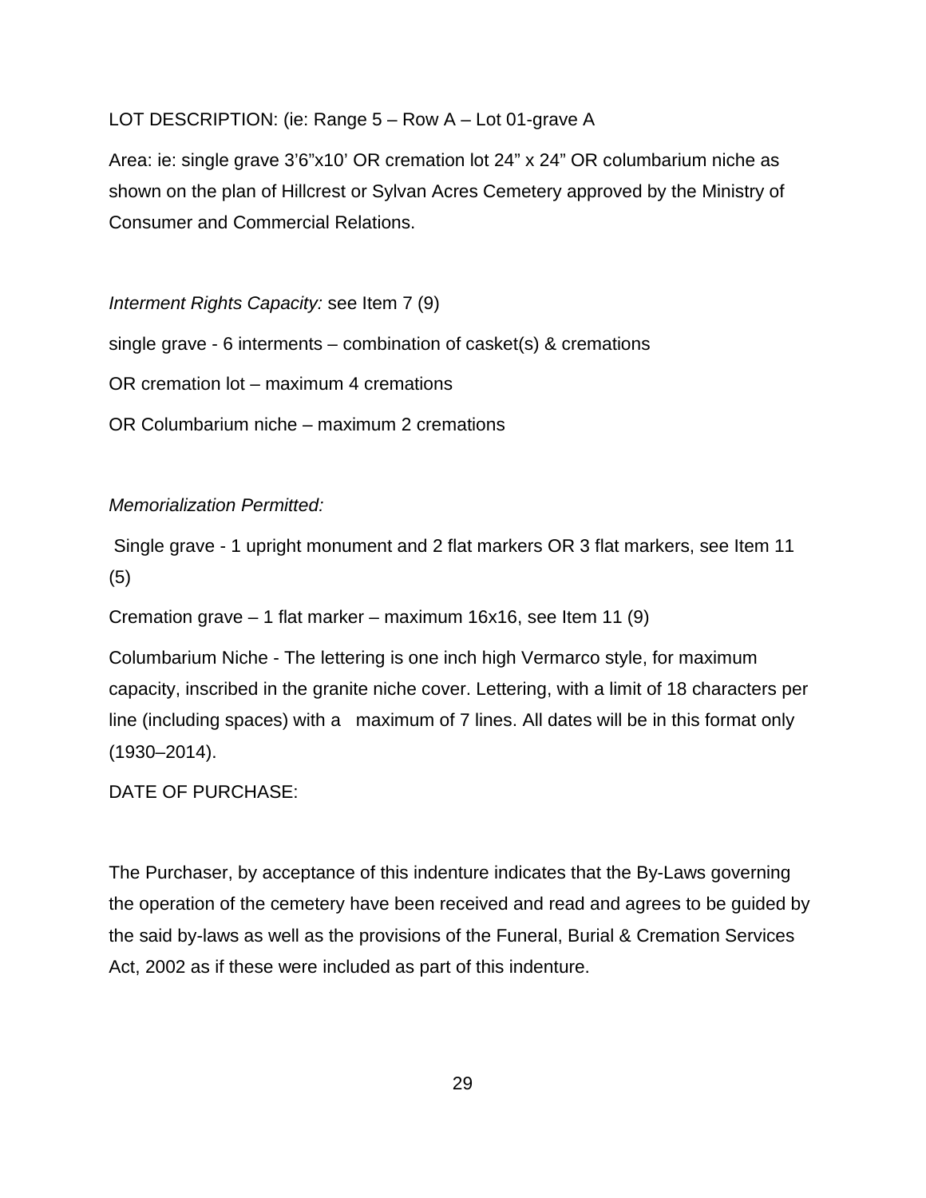LOT DESCRIPTION: (ie: Range 5 – Row A – Lot 01-grave A

Area: ie: single grave 3’6”x10’ OR cremation lot 24” x 24” OR columbarium niche as shown on the plan of Hillcrest or Sylvan Acres Cemetery approved by the Ministry of Consumer and Commercial Relations.

*Interment Rights Capacity:* see Item 7 (9)

single grave - 6 interments – combination of casket(s) & cremations

OR cremation lot – maximum 4 cremations

OR Columbarium niche – maximum 2 cremations

*Memorialization Permitted:*

Single grave - 1 upright monument and 2 flat markers OR 3 flat markers, see Item 11 (5)

Cremation grave – 1 flat marker – maximum 16x16, see Item 11 (9)

Columbarium Niche - The lettering is one inch high Vermarco style, for maximum capacity, inscribed in the granite niche cover. Lettering, with a limit of 18 characters per line (including spaces) with a maximum of 7 lines. All dates will be in this format only (1930–2014).

DATE OF PURCHASE:

The Purchaser, by acceptance of this indenture indicates that the By-Laws governing the operation of the cemetery have been received and read and agrees to be guided by the said by-laws as well as the provisions of the Funeral, Burial & Cremation Services Act, 2002 as if these were included as part of this indenture.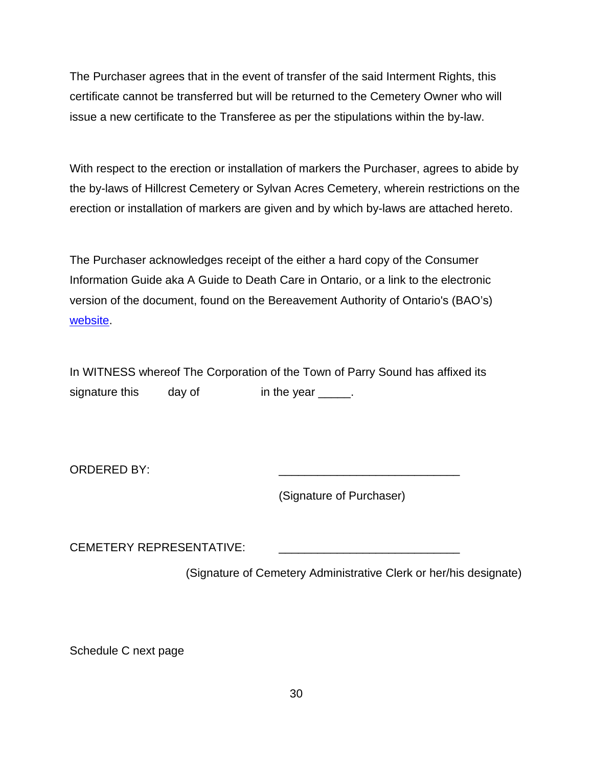The Purchaser agrees that in the event of transfer of the said Interment Rights, this certificate cannot be transferred but will be returned to the Cemetery Owner who will issue a new certificate to the Transferee as per the stipulations within the by-law.

With respect to the erection or installation of markers the Purchaser, agrees to abide by the by-laws of Hillcrest Cemetery or Sylvan Acres Cemetery, wherein restrictions on the erection or installation of markers are given and by which by-laws are attached hereto.

The Purchaser acknowledges receipt of the either a hard copy of the Consumer Information Guide aka A Guide to Death Care in Ontario, or a link to the electronic version of the document, found on the Bereavement Authority of Ontario's (BAO's) website.

In WITNESS whereof The Corporation of the Town of Parry Sound has affixed its signature this        day of                  in the year _____.

ORDERED BY: ____________________________

(Signature of Purchaser)

CEMETERY REPRESENTATIVE: ____________________________

(Signature of Cemetery Administrative Clerk or her/his designate)

Schedule C next page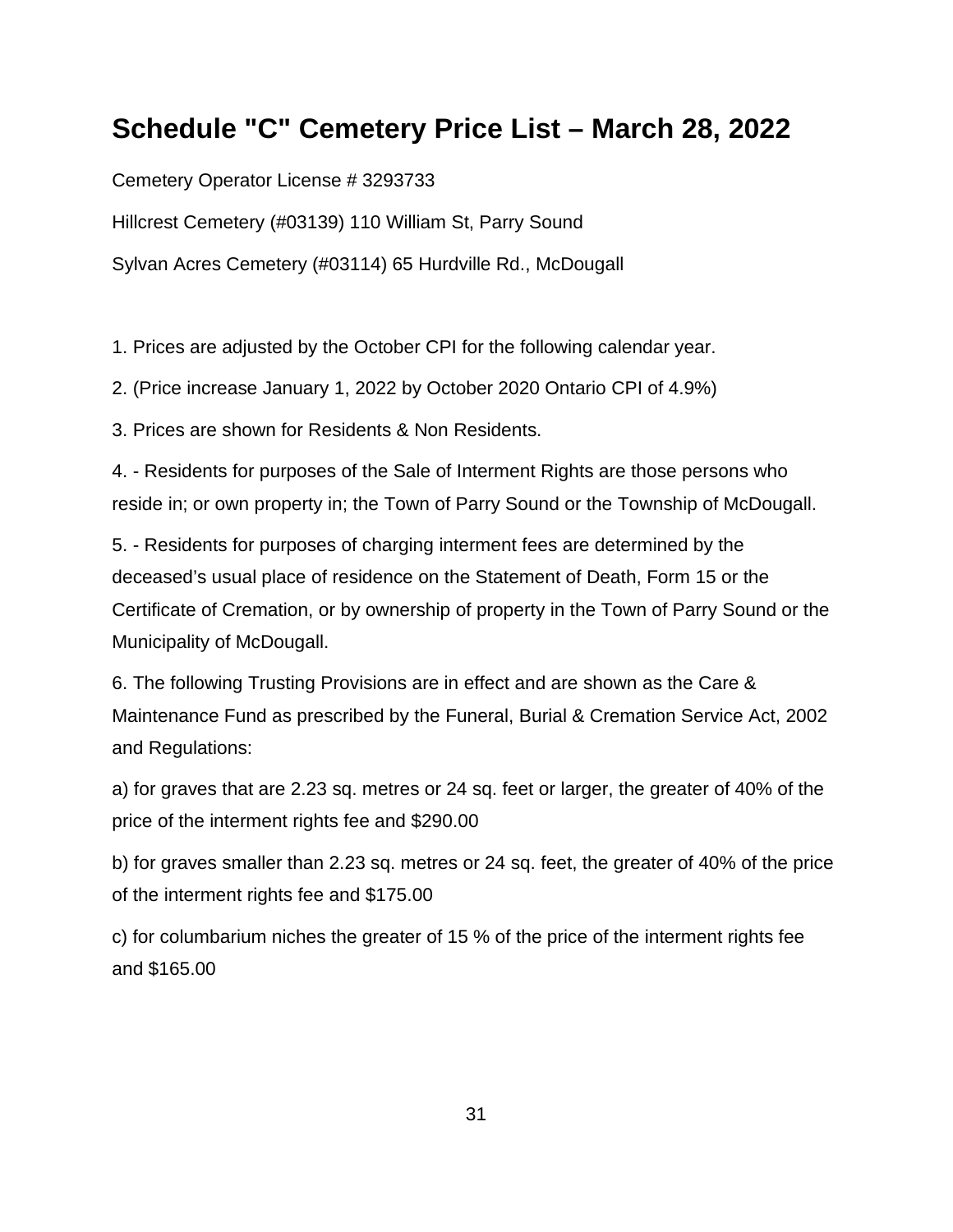# Schedule "C" Cemetery Price List – March 28, 2022

Cemetery Operator License # 3293733

Hillcrest Cemetery (#03139) 110 William St, Parry Sound

Sylvan Acres Cemetery (#03114) 65 Hurdville Rd., McDougall

1. Prices are adjusted by the October CPI for the following calendar year.
2. (Price increase January 1, 2022 by October 2020 Ontario CPI of 4.9%)
3. Prices are shown for Residents & Non Residents.
4. - Residents for purposes of the Sale of Interment Rights are those persons who reside in; or own property in; the Town of Parry Sound or the Township of McDougall.
5. - Residents for purposes of charging interment fees are determined by the deceased's usual place of residence on the Statement of Death, Form 15 or the Certificate of Cremation, or by ownership of property in the Town of Parry Sound or the Municipality of McDougall.
6. The following Trusting Provisions are in effect and are shown as the Care & Maintenance Fund as prescribed by the Funeral, Burial & Cremation Service Act, 2002 and Regulations:

a) for graves that are 2.23 sq. metres or 24 sq. feet or larger, the greater of 40% of the price of the interment rights fee and $290.00

b) for graves smaller than 2.23 sq. metres or 24 sq. feet, the greater of 40% of the price of the interment rights fee and $175.00

c) for columbarium niches the greater of 15 % of the price of the interment rights fee and $165.00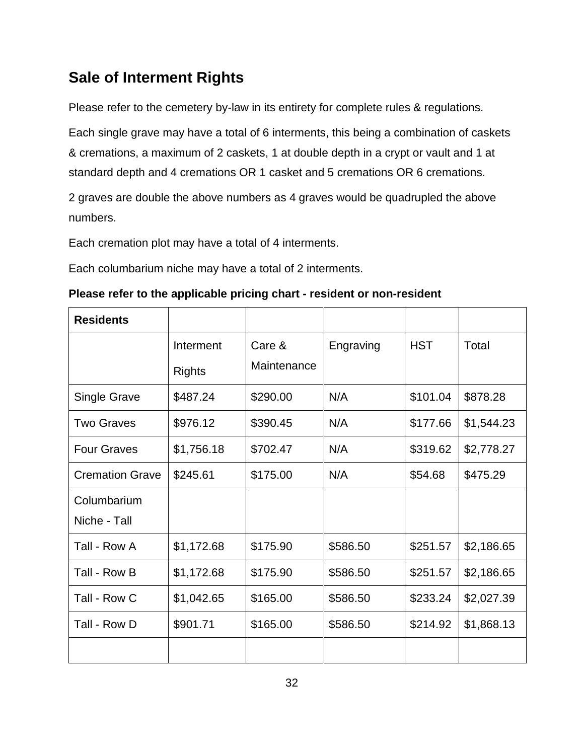## Sale of Interment Rights

Please refer to the cemetery by-law in its entirety for complete rules & regulations.

Each single grave may have a total of 6 interments, this being a combination of caskets & cremations, a maximum of 2 caskets, 1 at double depth in a crypt or vault and 1 at standard depth and 4 cremations OR 1 casket and 5 cremations OR 6 cremations.

2 graves are double the above numbers as 4 graves would be quadrupled the above numbers.

Each cremation plot may have a total of 4 interments.

Each columbarium niche may have a total of 2 interments.

**Please refer to the applicable pricing chart - resident or non-resident**

| **Residents** | | | | | |
|---|---|---|---|---|---|
| | Interment Rights | Care & Maintenance | Engraving | HST | Total |
| Single Grave | $487.24 | $290.00 | N/A | $101.04 | $878.28 |
| Two Graves | $976.12 | $390.45 | N/A | $177.66 | $1,544.23 |
| Four Graves | $1,756.18 | $702.47 | N/A | $319.62 | $2,778.27 |
| Cremation Grave | $245.61 | $175.00 | N/A | $54.68 | $475.29 |
| Columbarium Niche - Tall | | | | | |
| Tall - Row A | $1,172.68 | $175.90 | $586.50 | $251.57 | $2,186.65 |
| Tall - Row B | $1,172.68 | $175.90 | $586.50 | $251.57 | $2,186.65 |
| Tall - Row C | $1,042.65 | $165.00 | $586.50 | $233.24 | $2,027.39 |
| Tall - Row D | $901.71 | $165.00 | $586.50 | $214.92 | $1,868.13 |
| | | | | | |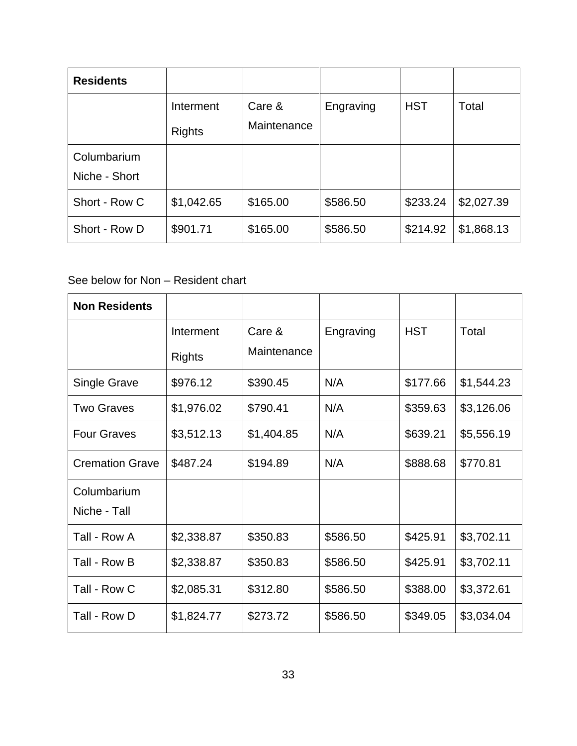| **Residents** | | | | | |
|---|---|---|---|---|---|
| | Interment Rights | Care & Maintenance | Engraving | HST | Total |
| Columbarium Niche - Short | | | | | |
| Short - Row C | $1,042.65 | $165.00 | $586.50 | $233.24 | $2,027.39 |
| Short - Row D | $901.71 | $165.00 | $586.50 | $214.92 | $1,868.13 |

See below for Non – Resident chart

| **Non Residents** | | | | | |
|---|---|---|---|---|---|
| | Interment Rights | Care & Maintenance | Engraving | HST | Total |
| Single Grave | $976.12 | $390.45 | N/A | $177.66 | $1,544.23 |
| Two Graves | $1,976.02 | $790.41 | N/A | $359.63 | $3,126.06 |
| Four Graves | $3,512.13 | $1,404.85 | N/A | $639.21 | $5,556.19 |
| Cremation Grave | $487.24 | $194.89 | N/A | $888.68 | $770.81 |
| Columbarium Niche - Tall | | | | | |
| Tall - Row A | $2,338.87 | $350.83 | $586.50 | $425.91 | $3,702.11 |
| Tall - Row B | $2,338.87 | $350.83 | $586.50 | $425.91 | $3,702.11 |
| Tall - Row C | $2,085.31 | $312.80 | $586.50 | $388.00 | $3,372.61 |
| Tall - Row D | $1,824.77 | $273.72 | $586.50 | $349.05 | $3,034.04 |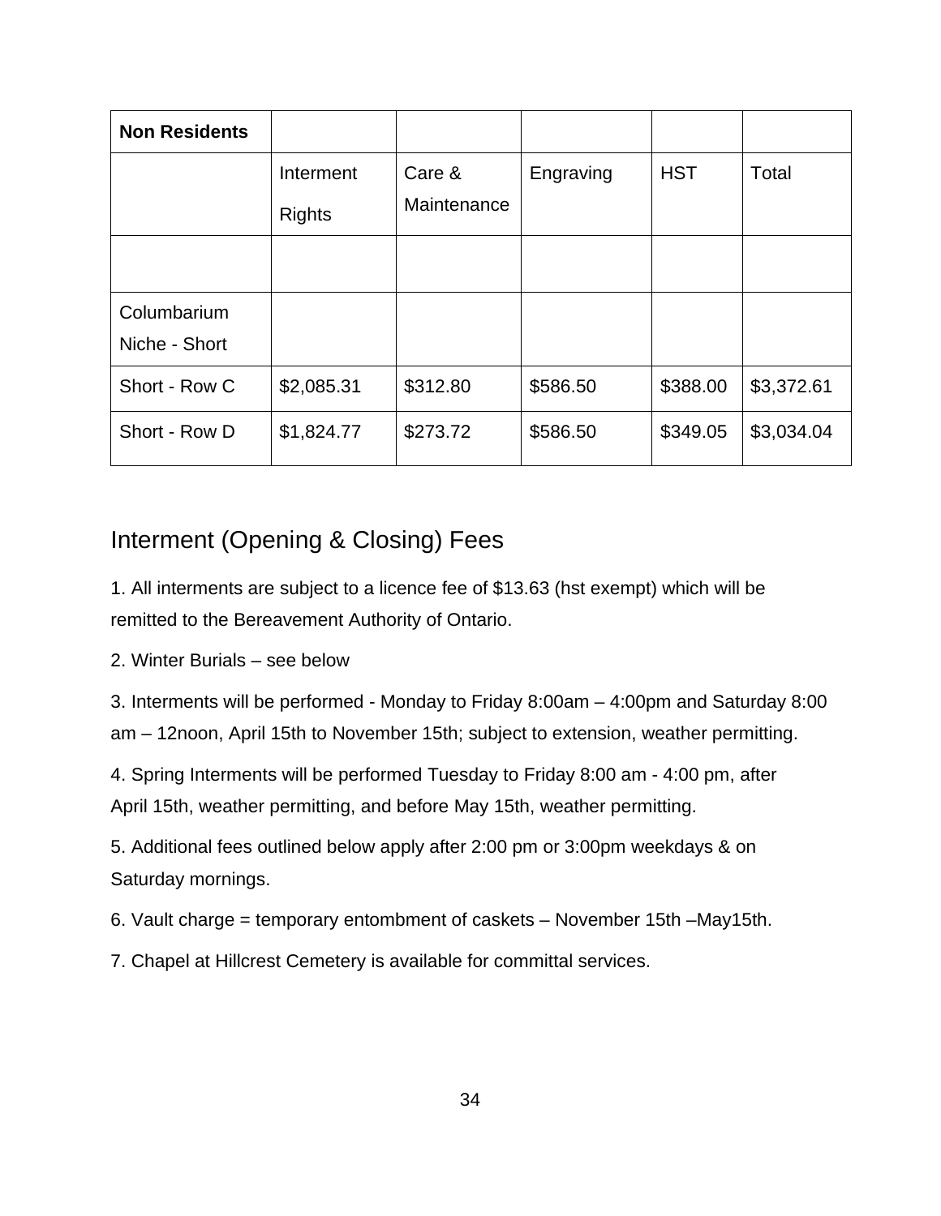| **Non Residents** | | | | | |
|---|---|---|---|---|---|
| | Interment Rights | Care & Maintenance | Engraving | HST | Total |
| | | | | | |
| Columbarium Niche - Short | | | | | |
| Short - Row C | $2,085.31 | $312.80 | $586.50 | $388.00 | $3,372.61 |
| Short - Row D | $1,824.77 | $273.72 | $586.50 | $349.05 | $3,034.04 |

## Interment (Opening & Closing) Fees

1. All interments are subject to a licence fee of $13.63 (hst exempt) which will be remitted to the Bereavement Authority of Ontario.

2. Winter Burials – see below

3. Interments will be performed - Monday to Friday 8:00am – 4:00pm and Saturday 8:00 am – 12noon, April 15th to November 15th; subject to extension, weather permitting.

4. Spring Interments will be performed Tuesday to Friday 8:00 am - 4:00 pm, after April 15th, weather permitting, and before May 15th, weather permitting.

5. Additional fees outlined below apply after 2:00 pm or 3:00pm weekdays & on Saturday mornings.

6. Vault charge = temporary entombment of caskets – November 15th –May15th.

7. Chapel at Hillcrest Cemetery is available for committal services.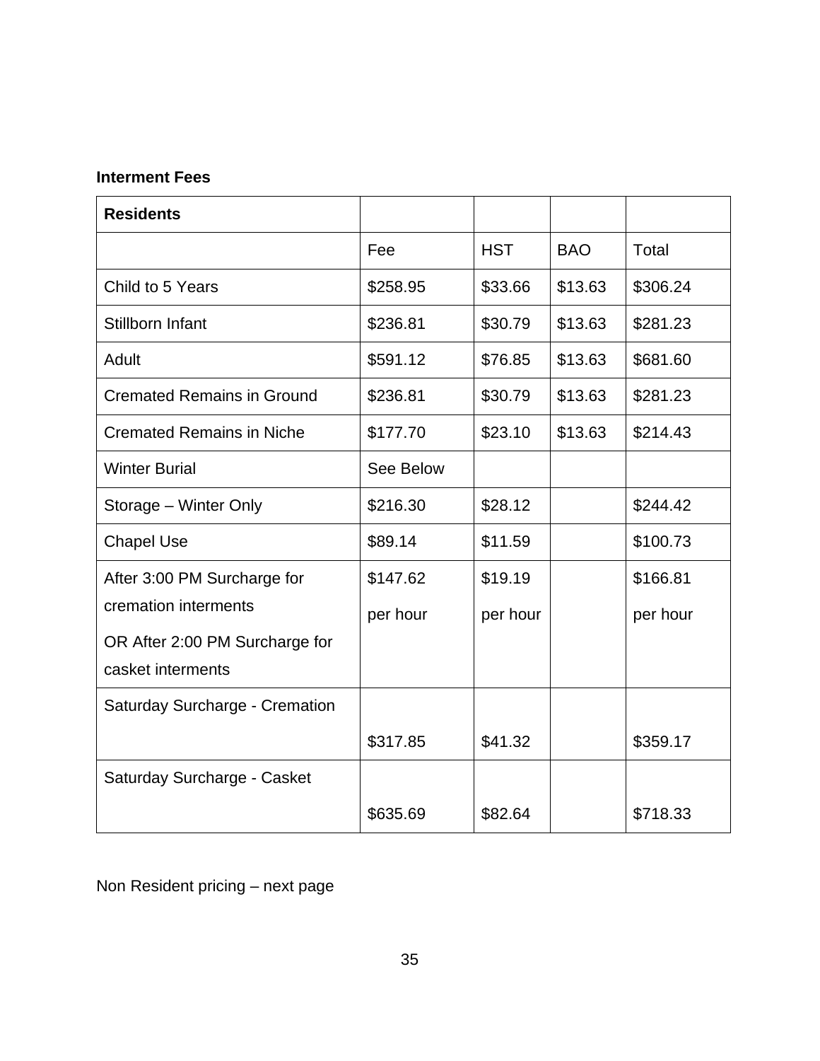**Interment Fees**

| Residents | | | | |
|---|---|---|---|---|
| | Fee | HST | BAO | Total |
| Child to 5 Years | $258.95 | $33.66 | $13.63 | $306.24 |
| Stillborn Infant | $236.81 | $30.79 | $13.63 | $281.23 |
| Adult | $591.12 | $76.85 | $13.63 | $681.60 |
| Cremated Remains in Ground | $236.81 | $30.79 | $13.63 | $281.23 |
| Cremated Remains in Niche | $177.70 | $23.10 | $13.63 | $214.43 |
| Winter Burial | See Below | | | |
| Storage – Winter Only | $216.30 | $28.12 | | $244.42 |
| Chapel Use | $89.14 | $11.59 | | $100.73 |
| After 3:00 PM Surcharge for cremation interments OR After 2:00 PM Surcharge for casket interments | $147.62 per hour | $19.19 per hour | | $166.81 per hour |
| Saturday Surcharge - Cremation | $317.85 | $41.32 | | $359.17 |
| Saturday Surcharge - Casket | $635.69 | $82.64 | | $718.33 |

Non Resident pricing – next page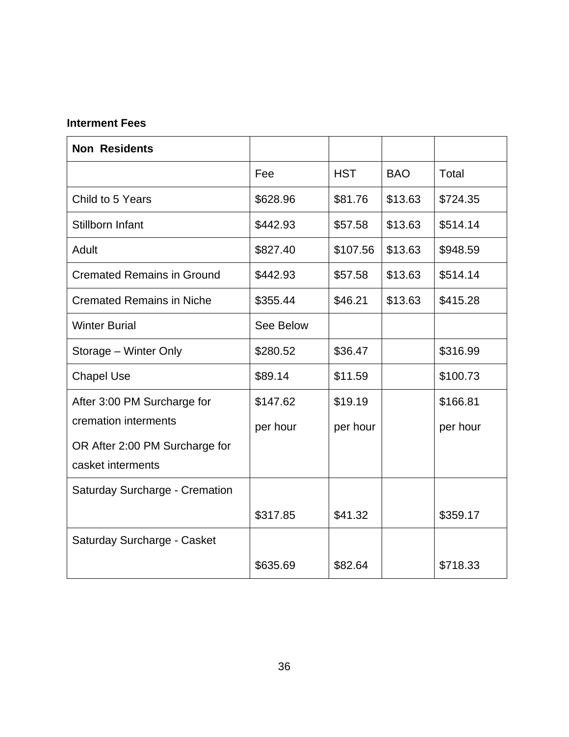**Interment Fees**

| Non Residents | | | | |
|---|---|---|---|---|
| | Fee | HST | BAO | Total |
| Child to 5 Years | $628.96 | $81.76 | $13.63 | $724.35 |
| Stillborn Infant | $442.93 | $57.58 | $13.63 | $514.14 |
| Adult | $827.40 | $107.56 | $13.63 | $948.59 |
| Cremated Remains in Ground | $442.93 | $57.58 | $13.63 | $514.14 |
| Cremated Remains in Niche | $355.44 | $46.21 | $13.63 | $415.28 |
| Winter Burial | See Below | | | |
| Storage – Winter Only | $280.52 | $36.47 | | $316.99 |
| Chapel Use | $89.14 | $11.59 | | $100.73 |
| After 3:00 PM Surcharge for cremation interments OR After 2:00 PM Surcharge for casket interments | $147.62 per hour | $19.19 per hour | | $166.81 per hour |
| Saturday Surcharge - Cremation | $317.85 | $41.32 | | $359.17 |
| Saturday Surcharge - Casket | $635.69 | $82.64 | | $718.33 |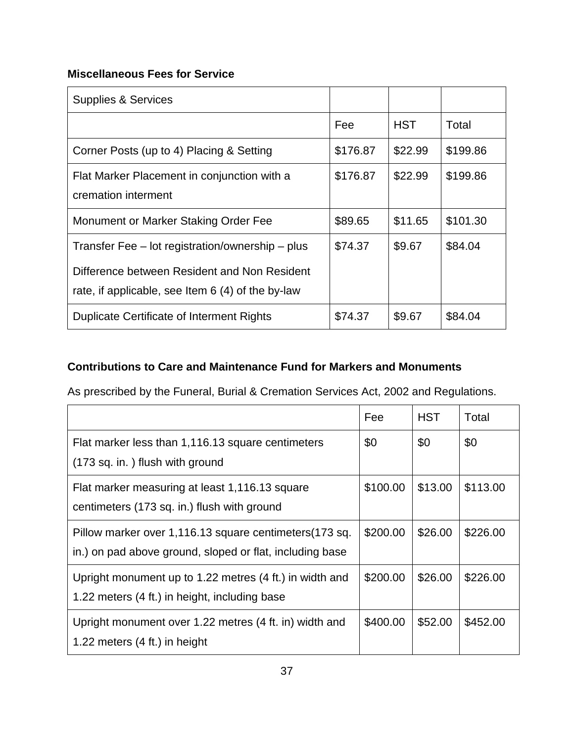**Miscellaneous Fees for Service**

| Supplies & Services | | | |
|---|---|---|---|
| | Fee | HST | Total |
| Corner Posts (up to 4) Placing & Setting | $176.87 | $22.99 | $199.86 |
| Flat Marker Placement in conjunction with a cremation interment | $176.87 | $22.99 | $199.86 |
| Monument or Marker Staking Order Fee | $89.65 | $11.65 | $101.30 |
| Transfer Fee – lot registration/ownership – plus Difference between Resident and Non Resident rate, if applicable, see Item 6 (4) of the by-law | $74.37 | $9.67 | $84.04 |
| Duplicate Certificate of Interment Rights | $74.37 | $9.67 | $84.04 |

**Contributions to Care and Maintenance Fund for Markers and Monuments**

As prescribed by the Funeral, Burial & Cremation Services Act, 2002 and Regulations.

| | Fee | HST | Total |
|---|---|---|---|
| Flat marker less than 1,116.13 square centimeters (173 sq. in. ) flush with ground | $0 | $0 | $0 |
| Flat marker measuring at least 1,116.13 square centimeters (173 sq. in.) flush with ground | $100.00 | $13.00 | $113.00 |
| Pillow marker over 1,116.13 square centimeters(173 sq. in.) on pad above ground, sloped or flat, including base | $200.00 | $26.00 | $226.00 |
| Upright monument up to 1.22 metres (4 ft.) in width and 1.22 meters (4 ft.) in height, including base | $200.00 | $26.00 | $226.00 |
| Upright monument over 1.22 metres (4 ft. in) width and 1.22 meters (4 ft.) in height | $400.00 | $52.00 | $452.00 |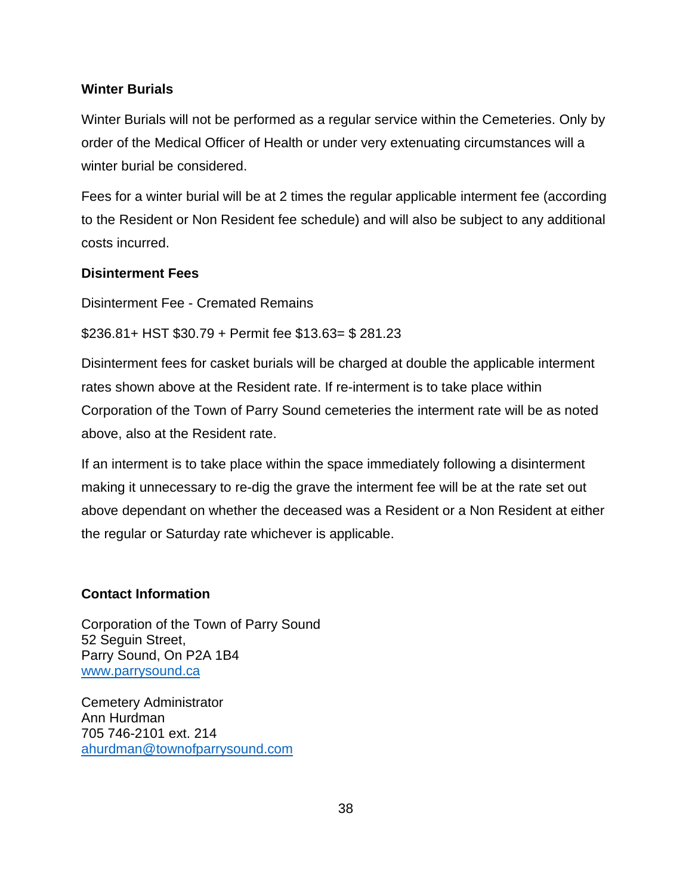**Winter Burials**

Winter Burials will not be performed as a regular service within the Cemeteries. Only by order of the Medical Officer of Health or under very extenuating circumstances will a winter burial be considered.

Fees for a winter burial will be at 2 times the regular applicable interment fee (according to the Resident or Non Resident fee schedule) and will also be subject to any additional costs incurred.

**Disinterment Fees**

Disinterment Fee - Cremated Remains

$236.81+ HST $30.79 + Permit fee $13.63= $ 281.23

Disinterment fees for casket burials will be charged at double the applicable interment rates shown above at the Resident rate. If re-interment is to take place within Corporation of the Town of Parry Sound cemeteries the interment rate will be as noted above, also at the Resident rate.

If an interment is to take place within the space immediately following a disinterment making it unnecessary to re-dig the grave the interment fee will be at the rate set out above dependant on whether the deceased was a Resident or a Non Resident at either the regular or Saturday rate whichever is applicable.

**Contact Information**

Corporation of the Town of Parry Sound
52 Seguin Street,
Parry Sound, On P2A 1B4
[www.parrysound.ca](http://www.parrysound.ca)

Cemetery Administrator
Ann Hurdman
705 746-2101 ext. 214
[ahurdman@townofparrysound.com](mailto:ahurdman@townofparrysound.com)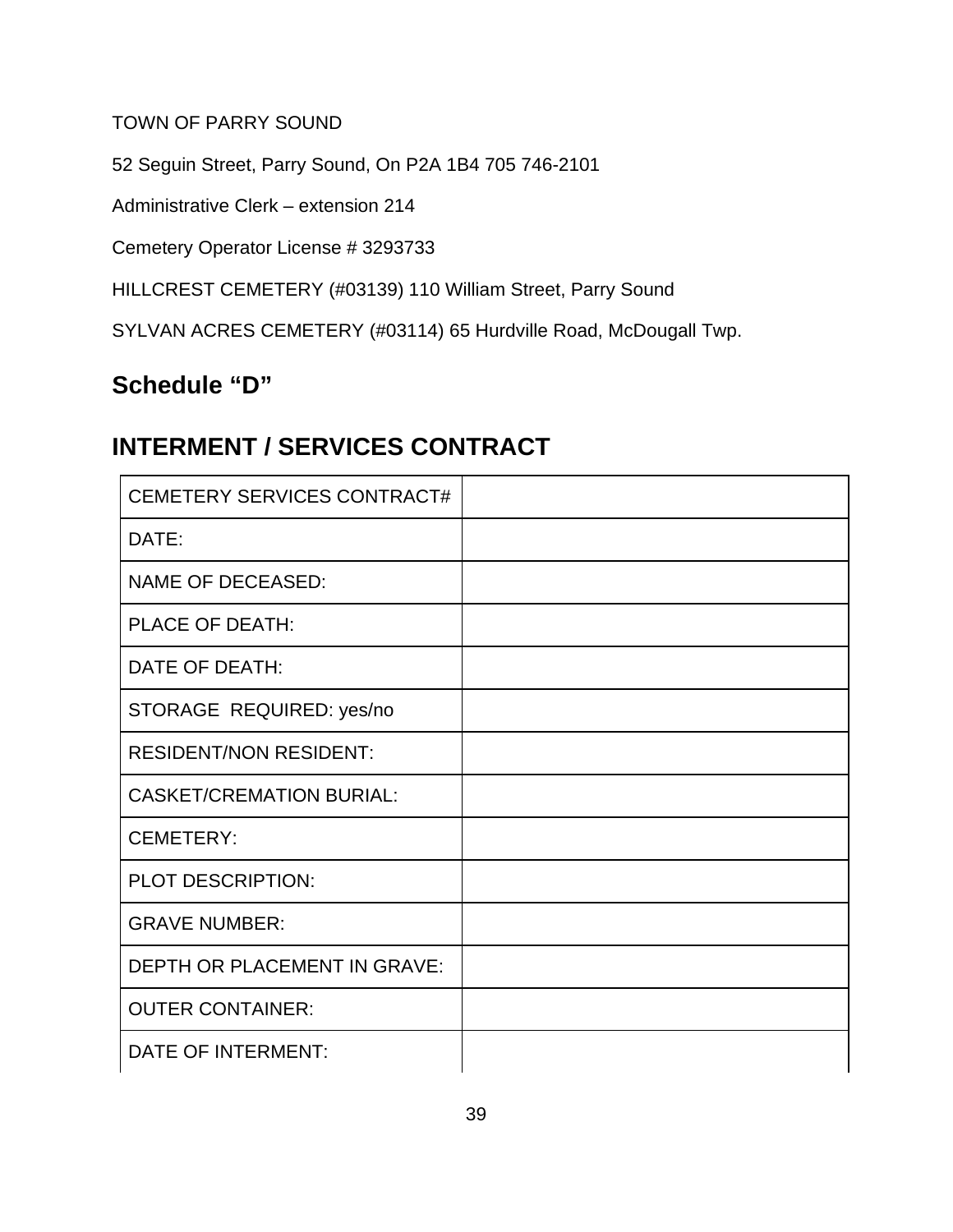TOWN OF PARRY SOUND

52 Seguin Street, Parry Sound, On P2A 1B4 705 746-2101

Administrative Clerk – extension 214

Cemetery Operator License # 3293733

HILLCREST CEMETERY (#03139) 110 William Street, Parry Sound

SYLVAN ACRES CEMETERY (#03114) 65 Hurdville Road, McDougall Twp.

## Schedule "D"

## INTERMENT / SERVICES CONTRACT

| CEMETERY SERVICES CONTRACT# | |
|---|---|
| DATE: | |
| NAME OF DECEASED: | |
| PLACE OF DEATH: | |
| DATE OF DEATH: | |
| STORAGE REQUIRED: yes/no | |
| RESIDENT/NON RESIDENT: | |
| CASKET/CREMATION BURIAL: | |
| CEMETERY: | |
| PLOT DESCRIPTION: | |
| GRAVE NUMBER: | |
| DEPTH OR PLACEMENT IN GRAVE: | |
| OUTER CONTAINER: | |
| DATE OF INTERMENT: | |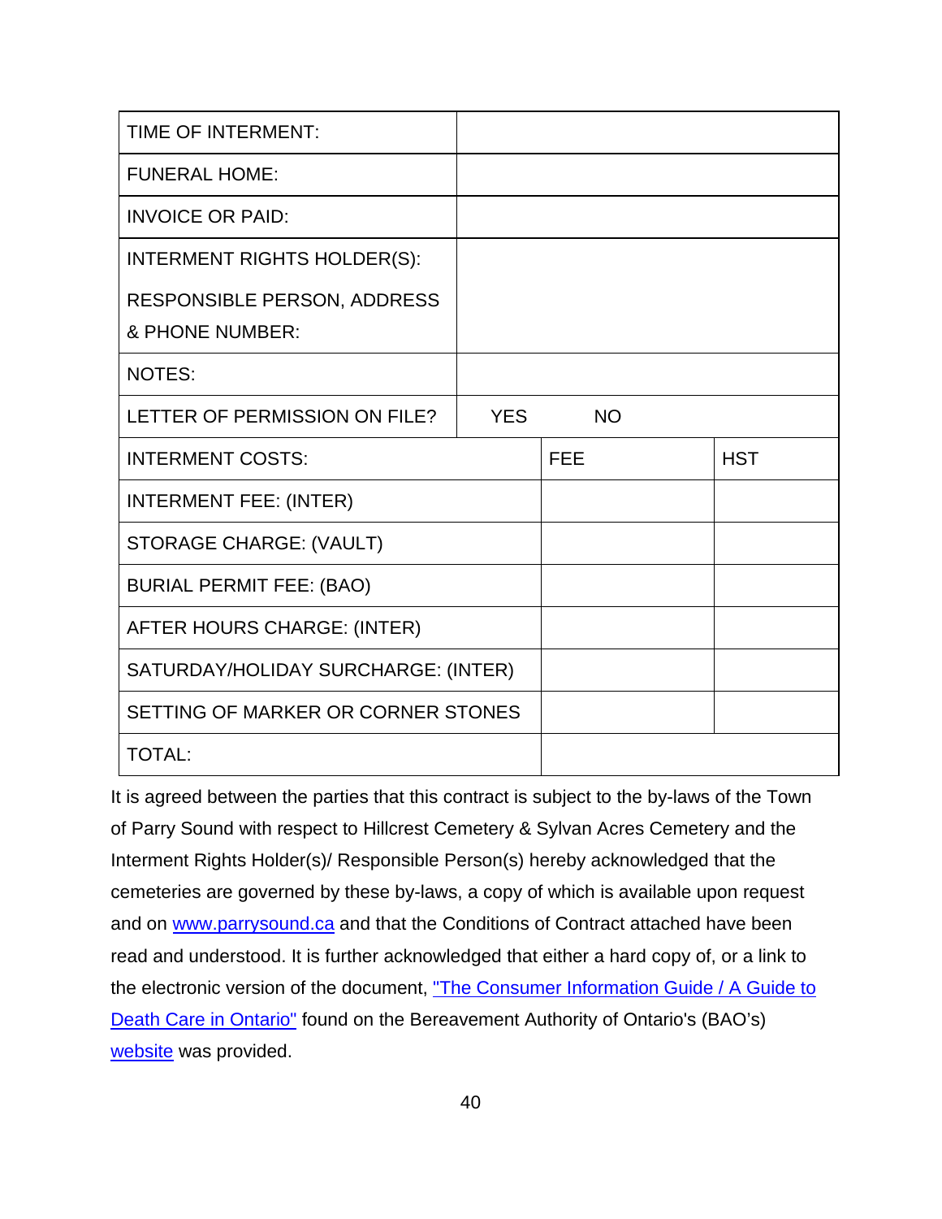| TIME OF INTERMENT: | | |
|---|---|---|
| FUNERAL HOME: | | |
| INVOICE OR PAID: | | |
| INTERMENT RIGHTS HOLDER(S): RESPONSIBLE PERSON, ADDRESS & PHONE NUMBER: | | |
| NOTES: | | |
| LETTER OF PERMISSION ON FILE? | YES NO | |
| INTERMENT COSTS: | FEE | HST |
| INTERMENT FEE: (INTER) | | |
| STORAGE CHARGE: (VAULT) | | |
| BURIAL PERMIT FEE: (BAO) | | |
| AFTER HOURS CHARGE: (INTER) | | |
| SATURDAY/HOLIDAY SURCHARGE: (INTER) | | |
| SETTING OF MARKER OR CORNER STONES | | |
| TOTAL: | | |

It is agreed between the parties that this contract is subject to the by-laws of the Town of Parry Sound with respect to Hillcrest Cemetery & Sylvan Acres Cemetery and the Interment Rights Holder(s)/ Responsible Person(s) hereby acknowledged that the cemeteries are governed by these by-laws, a copy of which is available upon request and on [www.parrysound.ca](http://www.parrysound.ca) and that the Conditions of Contract attached have been read and understood. It is further acknowledged that either a hard copy of, or a link to the electronic version of the document, "The Consumer Information Guide / A Guide to Death Care in Ontario" found on the Bereavement Authority of Ontario's (BAO's) website was provided.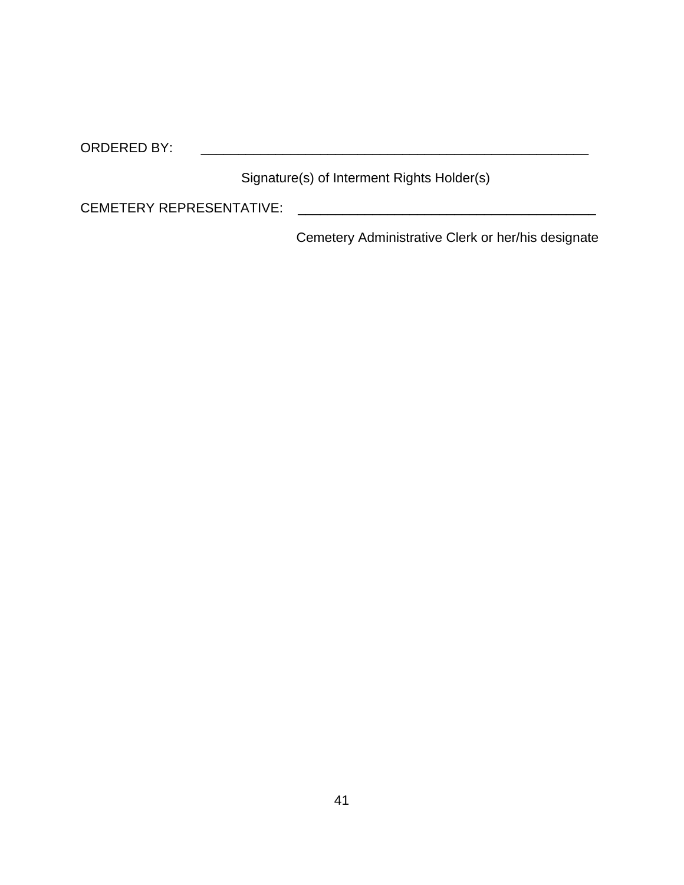ORDERED BY: ______________________________________________________

Signature(s) of Interment Rights Holder(s)

CEMETERY REPRESENTATIVE: ________________________________________

Cemetery Administrative Clerk or her/his designate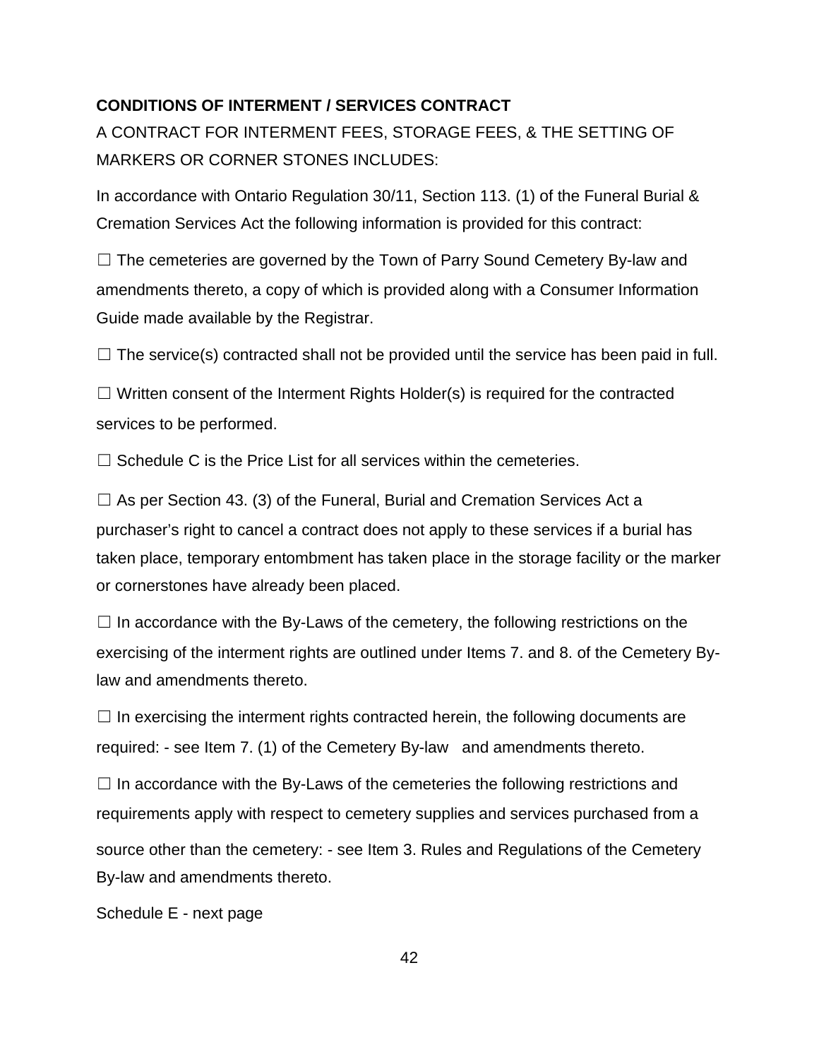**CONDITIONS OF INTERMENT / SERVICES CONTRACT**

A CONTRACT FOR INTERMENT FEES, STORAGE FEES, & THE SETTING OF MARKERS OR CORNER STONES INCLUDES:

In accordance with Ontario Regulation 30/11, Section 113. (1) of the Funeral Burial & Cremation Services Act the following information is provided for this contract:

☐ The cemeteries are governed by the Town of Parry Sound Cemetery By-law and amendments thereto, a copy of which is provided along with a Consumer Information Guide made available by the Registrar.

☐ The service(s) contracted shall not be provided until the service has been paid in full.

☐ Written consent of the Interment Rights Holder(s) is required for the contracted services to be performed.

☐ Schedule C is the Price List for all services within the cemeteries.

☐ As per Section 43. (3) of the Funeral, Burial and Cremation Services Act a purchaser's right to cancel a contract does not apply to these services if a burial has taken place, temporary entombment has taken place in the storage facility or the marker or cornerstones have already been placed.

☐ In accordance with the By-Laws of the cemetery, the following restrictions on the exercising of the interment rights are outlined under Items 7. and 8. of the Cemetery By-law and amendments thereto.

☐ In exercising the interment rights contracted herein, the following documents are required: - see Item 7. (1) of the Cemetery By-law and amendments thereto.

☐ In accordance with the By-Laws of the cemeteries the following restrictions and requirements apply with respect to cemetery supplies and services purchased from a source other than the cemetery: - see Item 3. Rules and Regulations of the Cemetery By-law and amendments thereto.

Schedule E - next page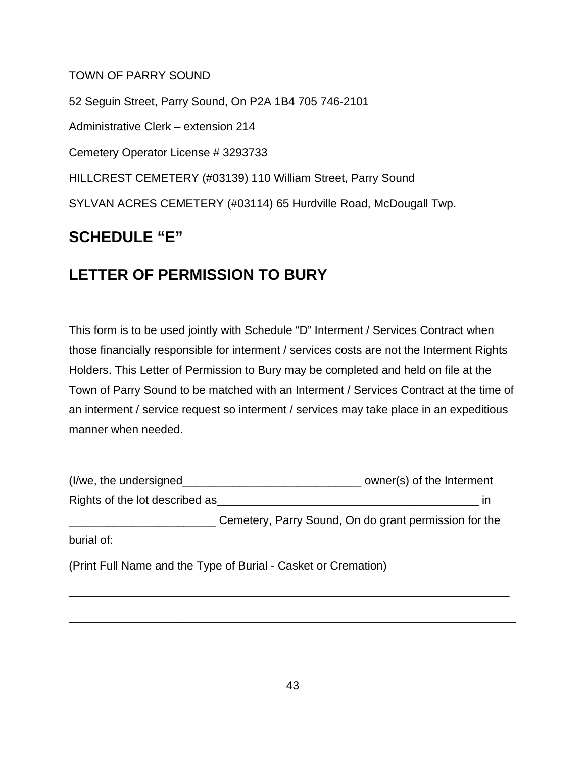TOWN OF PARRY SOUND

52 Seguin Street, Parry Sound, On P2A 1B4 705 746-2101

Administrative Clerk – extension 214

Cemetery Operator License # 3293733

HILLCREST CEMETERY (#03139) 110 William Street, Parry Sound

SYLVAN ACRES CEMETERY (#03114) 65 Hurdville Road, McDougall Twp.

## SCHEDULE "E"

## LETTER OF PERMISSION TO BURY

This form is to be used jointly with Schedule "D" Interment / Services Contract when those financially responsible for interment / services costs are not the Interment Rights Holders. This Letter of Permission to Bury may be completed and held on file at the Town of Parry Sound to be matched with an Interment / Services Contract at the time of an interment / service request so interment / services may take place in an expeditious manner when needed.

(I/we, the undersigned____________________________ owner(s) of the Interment Rights of the lot described as__________________________________________ in _______________________ Cemetery, Parry Sound, On do grant permission for the burial of:

(Print Full Name and the Type of Burial - Casket or Cremation)

______________________________________________________________________

______________________________________________________________________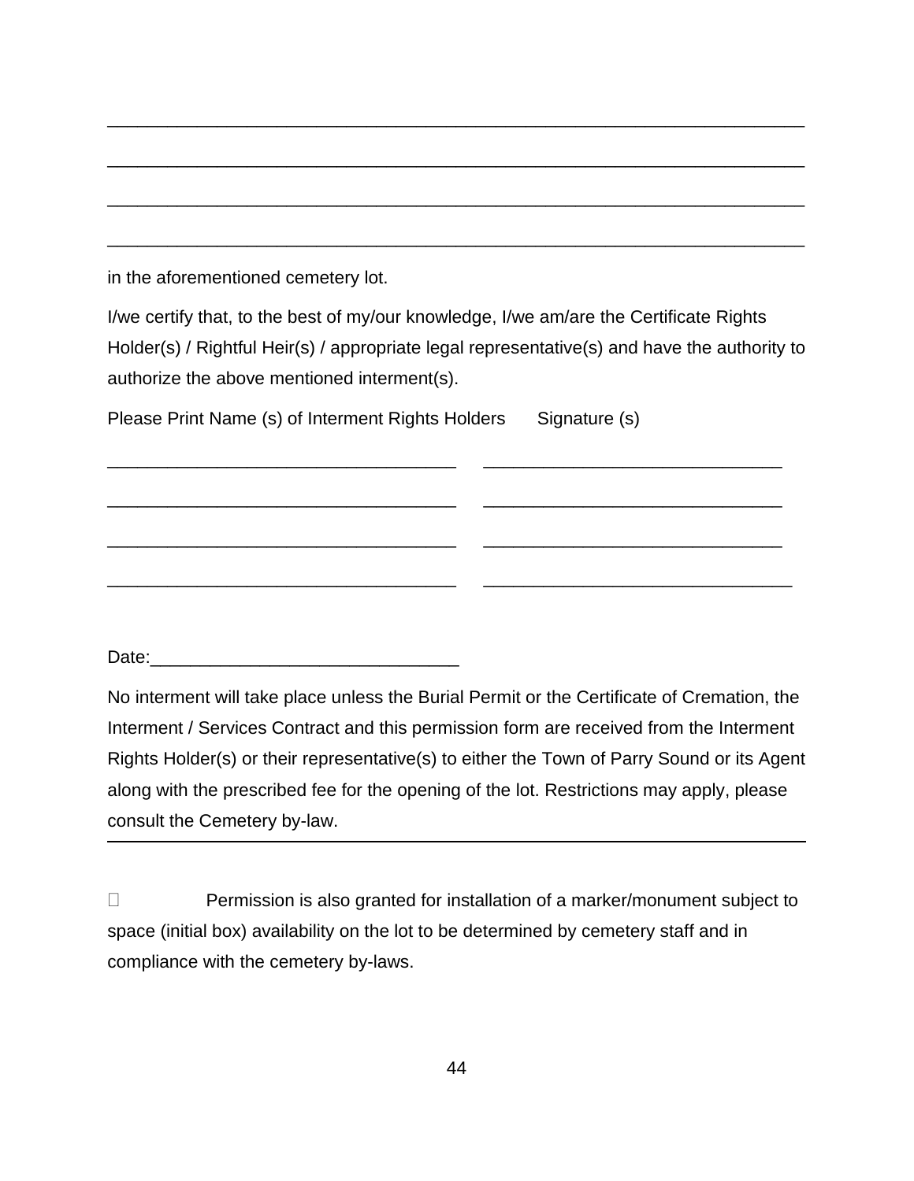\_\_\_\_\_\_\_\_\_\_\_\_\_\_\_\_\_\_\_\_\_\_\_\_\_\_\_\_\_\_\_\_\_\_\_\_\_\_\_\_\_\_\_\_\_\_\_\_\_\_\_\_\_\_\_\_\_\_\_\_\_\_\_\_\_\_\_\_\_\_

\_\_\_\_\_\_\_\_\_\_\_\_\_\_\_\_\_\_\_\_\_\_\_\_\_\_\_\_\_\_\_\_\_\_\_\_\_\_\_\_\_\_\_\_\_\_\_\_\_\_\_\_\_\_\_\_\_\_\_\_\_\_\_\_\_\_\_\_\_\_

\_\_\_\_\_\_\_\_\_\_\_\_\_\_\_\_\_\_\_\_\_\_\_\_\_\_\_\_\_\_\_\_\_\_\_\_\_\_\_\_\_\_\_\_\_\_\_\_\_\_\_\_\_\_\_\_\_\_\_\_\_\_\_\_\_\_\_\_\_\_

\_\_\_\_\_\_\_\_\_\_\_\_\_\_\_\_\_\_\_\_\_\_\_\_\_\_\_\_\_\_\_\_\_\_\_\_\_\_\_\_\_\_\_\_\_\_\_\_\_\_\_\_\_\_\_\_\_\_\_\_\_\_\_\_\_\_\_\_\_\_

in the aforementioned cemetery lot.

I/we certify that, to the best of my/our knowledge, I/we am/are the Certificate Rights Holder(s) / Rightful Heir(s) / appropriate legal representative(s) and have the authority to authorize the above mentioned interment(s).

Please Print Name (s) of Interment Rights Holders      Signature (s)

\_\_\_\_\_\_\_\_\_\_\_\_\_\_\_\_\_\_\_\_\_\_\_\_\_\_\_\_\_\_\_\_\_\_\_\_      \_\_\_\_\_\_\_\_\_\_\_\_\_\_\_\_\_\_\_\_\_\_\_\_\_\_\_\_\_\_\_

\_\_\_\_\_\_\_\_\_\_\_\_\_\_\_\_\_\_\_\_\_\_\_\_\_\_\_\_\_\_\_\_\_\_\_\_      \_\_\_\_\_\_\_\_\_\_\_\_\_\_\_\_\_\_\_\_\_\_\_\_\_\_\_\_\_\_\_

\_\_\_\_\_\_\_\_\_\_\_\_\_\_\_\_\_\_\_\_\_\_\_\_\_\_\_\_\_\_\_\_\_\_\_\_      \_\_\_\_\_\_\_\_\_\_\_\_\_\_\_\_\_\_\_\_\_\_\_\_\_\_\_\_\_\_\_

\_\_\_\_\_\_\_\_\_\_\_\_\_\_\_\_\_\_\_\_\_\_\_\_\_\_\_\_\_\_\_\_\_\_\_\_      \_\_\_\_\_\_\_\_\_\_\_\_\_\_\_\_\_\_\_\_\_\_\_\_\_\_\_\_\_\_\_\_

Date:\_\_\_\_\_\_\_\_\_\_\_\_\_\_\_\_\_\_\_\_\_\_\_\_\_\_\_\_\_\_\_\_

No interment will take place unless the Burial Permit or the Certificate of Cremation, the Interment / Services Contract and this permission form are received from the Interment Rights Holder(s) or their representative(s) to either the Town of Parry Sound or its Agent along with the prescribed fee for the opening of the lot. Restrictions may apply, please consult the Cemetery by-law.

---

☐ Permission is also granted for installation of a marker/monument subject to space (initial box) availability on the lot to be determined by cemetery staff and in compliance with the cemetery by-laws.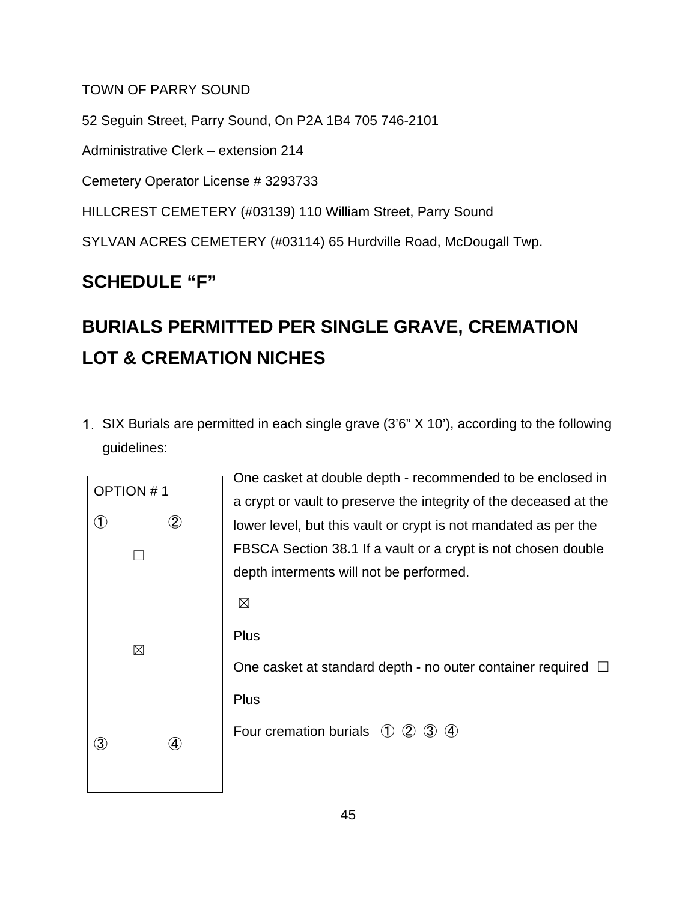TOWN OF PARRY SOUND

52 Seguin Street, Parry Sound, On P2A 1B4 705 746-2101

Administrative Clerk – extension 214

Cemetery Operator License # 3293733

HILLCREST CEMETERY (#03139) 110 William Street, Parry Sound

SYLVAN ACRES CEMETERY (#03114) 65 Hurdville Road, McDougall Twp.

## SCHEDULE “F”

## BURIALS PERMITTED PER SINGLE GRAVE, CREMATION LOT & CREMATION NICHES

1. SIX Burials are permitted in each single grave (3’6” X 10’), according to the following guidelines:

| OPTION # 1 | |
|---|---|
| ① ② ☐ ☒ ③ ④ | One casket at double depth - recommended to be enclosed in a crypt or vault to preserve the integrity of the deceased at the lower level, but this vault or crypt is not mandated as per the FBSCA Section 38.1 If a vault or a crypt is not chosen double depth interments will not be performed. ☒<br><br>Plus<br><br>One casket at standard depth - no outer container required ☐<br><br>Plus<br><br>Four cremation burials ① ② ③ ④ |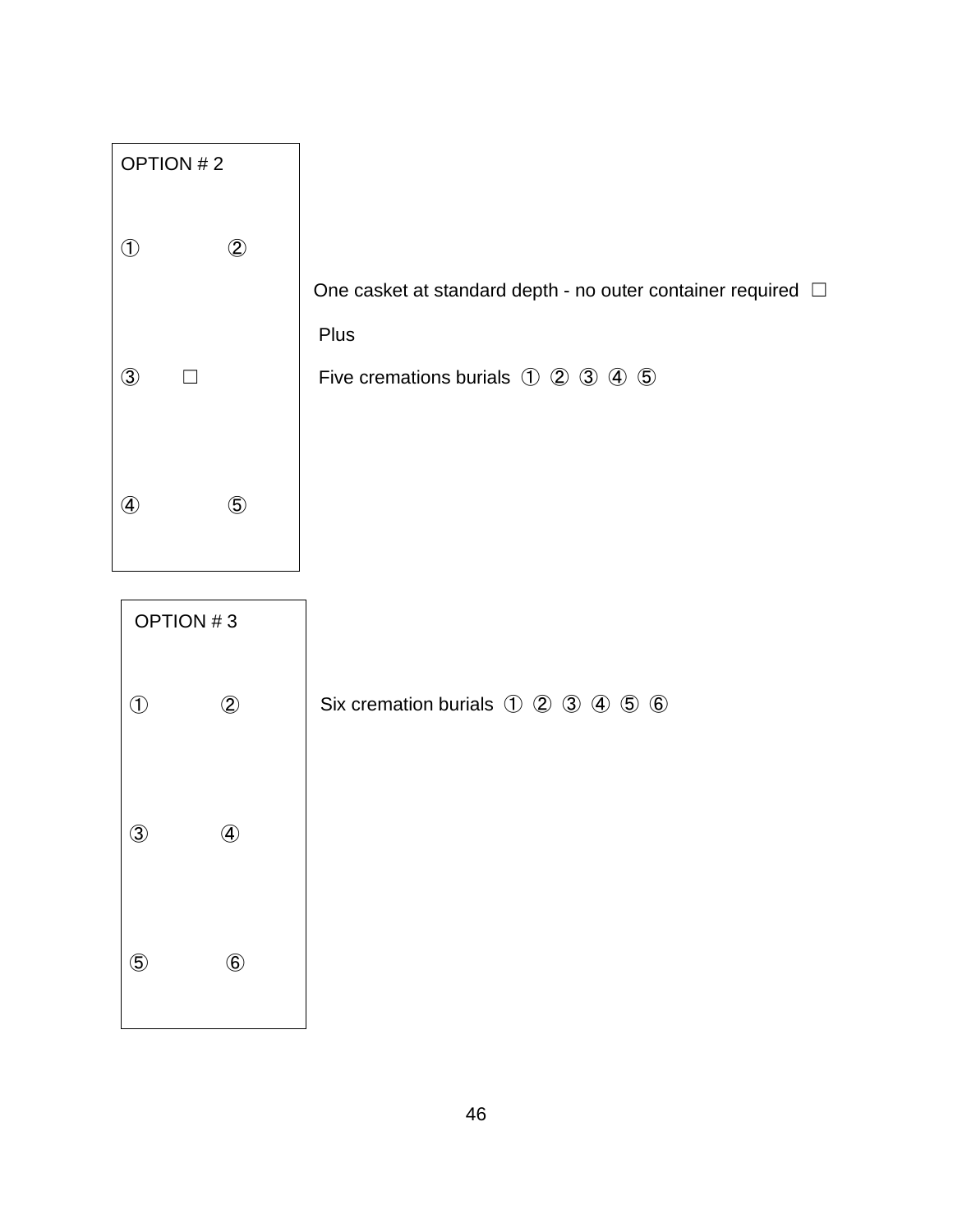OPTION # 2

① ②

③ ☐

④ ⑤

One casket at standard depth - no outer container required ☐

Plus

Five cremations burials ① ② ③ ④ ⑤

OPTION # 3

① ②

③ ④

⑤ ⑥

Six cremation burials ① ② ③ ④ ⑤ ⑥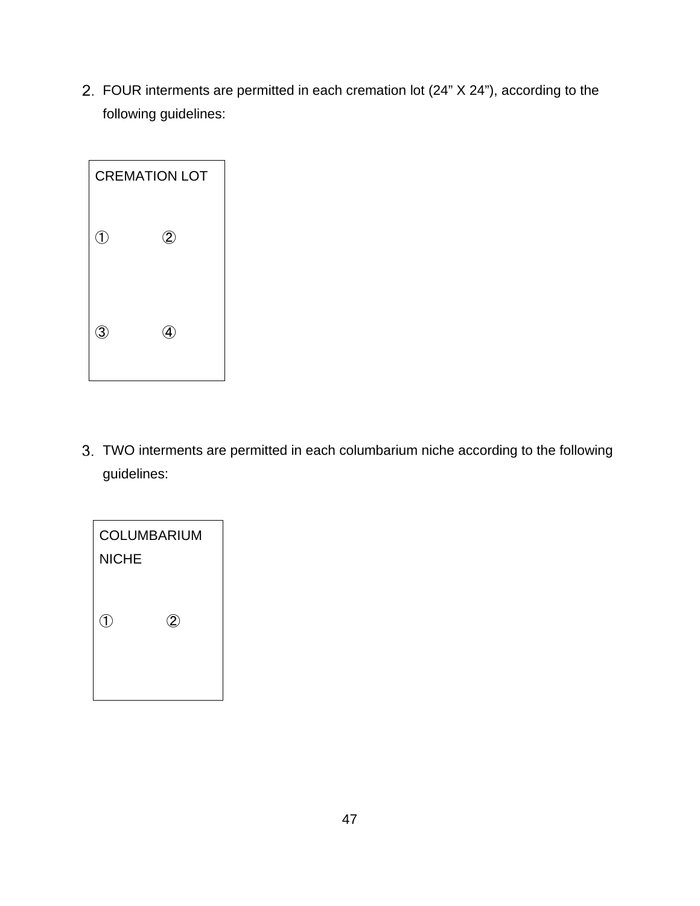2. FOUR interments are permitted in each cremation lot (24” X 24”), according to the following guidelines:

CREMATION LOT

① ②

③ ④

3. TWO interments are permitted in each columbarium niche according to the following guidelines:

COLUMBARIUM NICHE

① ②